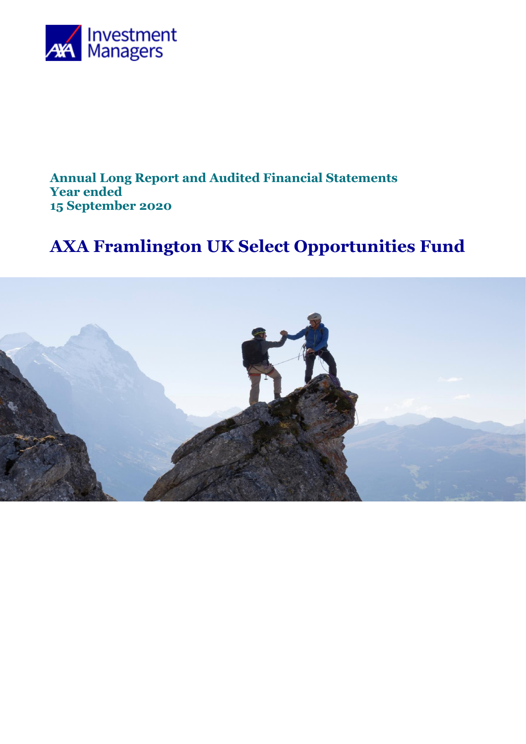AXA Investment Managers

**Annual Long Report and Audited Financial Statements**
**Year ended**
**15 September 2020**

# AXA Framlington UK Select Opportunities Fund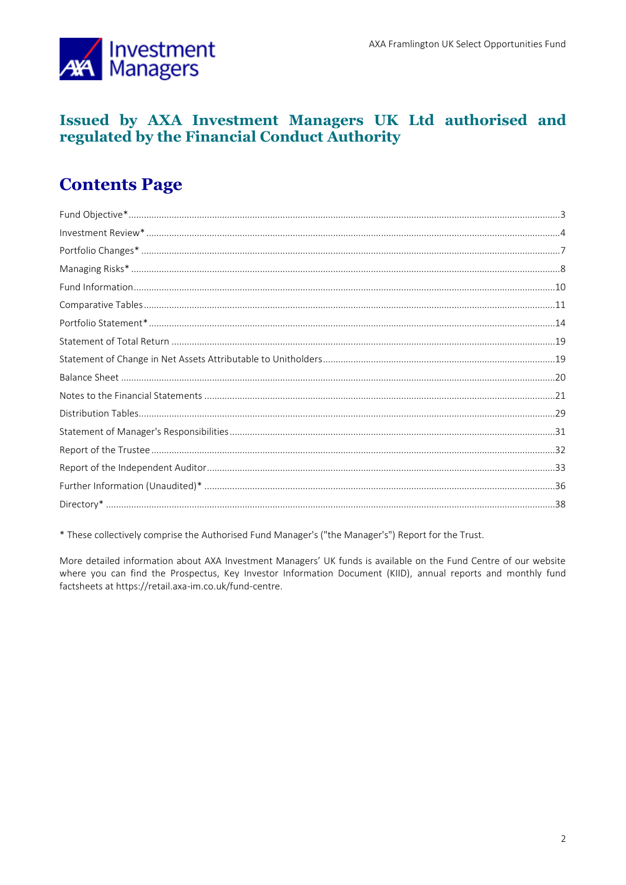**Issued by AXA Investment Managers UK Ltd authorised and regulated by the Financial Conduct Authority**

# Contents Page

| | |
|---|---|
| Fund Objective* | 3 |
| Investment Review* | 4 |
| Portfolio Changes* | 7 |
| Managing Risks* | 8 |
| Fund Information | 10 |
| Comparative Tables | 11 |
| Portfolio Statement* | 14 |
| Statement of Total Return | 19 |
| Statement of Change in Net Assets Attributable to Unitholders | 19 |
| Balance Sheet | 20 |
| Notes to the Financial Statements | 21 |
| Distribution Tables | 29 |
| Statement of Manager's Responsibilities | 31 |
| Report of the Trustee | 32 |
| Report of the Independent Auditor | 33 |
| Further Information (Unaudited)* | 36 |
| Directory* | 38 |

* These collectively comprise the Authorised Fund Manager's ("the Manager's") Report for the Trust.

More detailed information about AXA Investment Managers' UK funds is available on the Fund Centre of our website where you can find the Prospectus, Key Investor Information Document (KIID), annual reports and monthly fund factsheets at https://retail.axa-im.co.uk/fund-centre.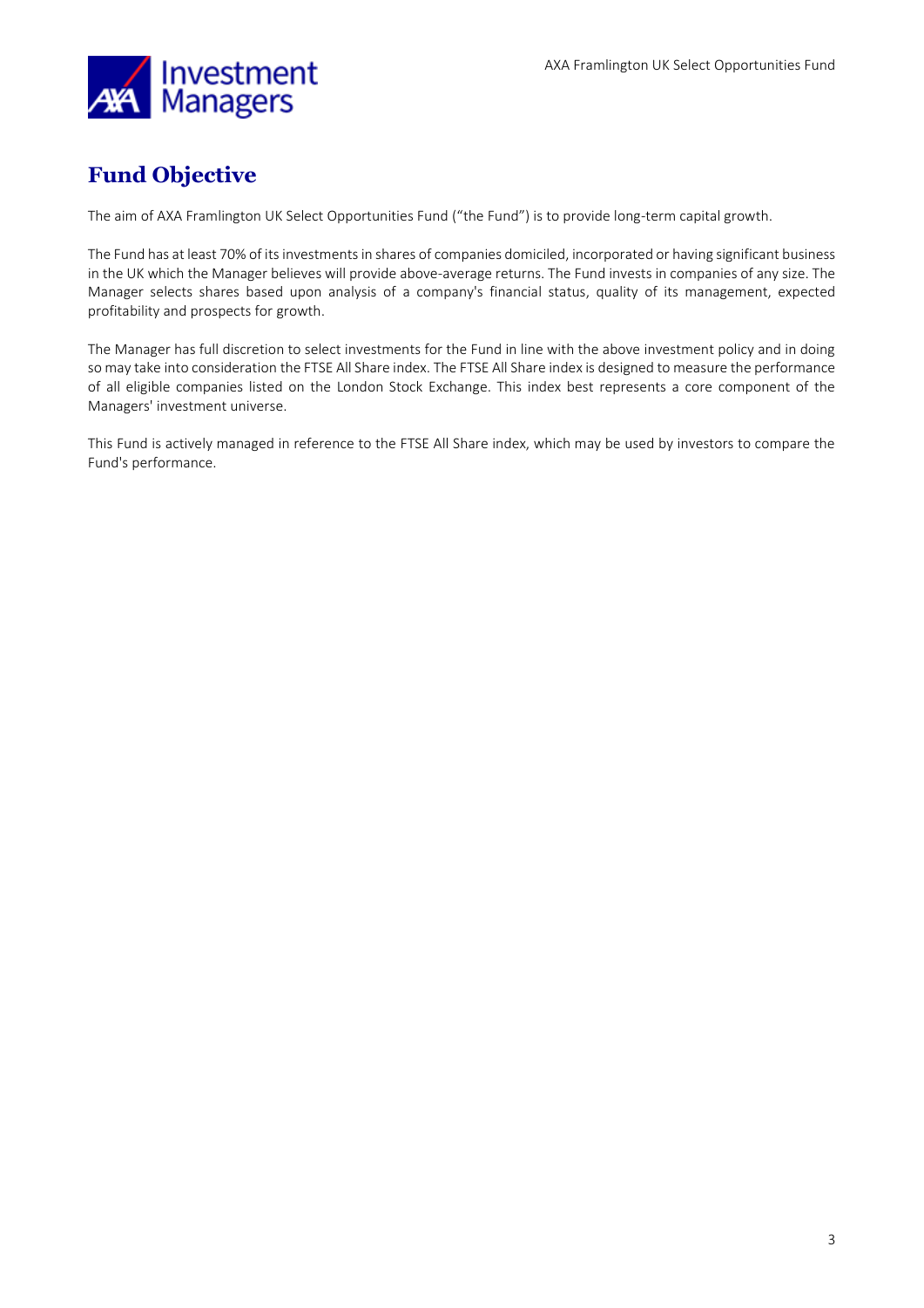## Fund Objective

The aim of AXA Framlington UK Select Opportunities Fund ("the Fund") is to provide long-term capital growth.

The Fund has at least 70% of its investments in shares of companies domiciled, incorporated or having significant business in the UK which the Manager believes will provide above-average returns. The Fund invests in companies of any size. The Manager selects shares based upon analysis of a company's financial status, quality of its management, expected profitability and prospects for growth.

The Manager has full discretion to select investments for the Fund in line with the above investment policy and in doing so may take into consideration the FTSE All Share index. The FTSE All Share index is designed to measure the performance of all eligible companies listed on the London Stock Exchange. This index best represents a core component of the Managers' investment universe.

This Fund is actively managed in reference to the FTSE All Share index, which may be used by investors to compare the Fund's performance.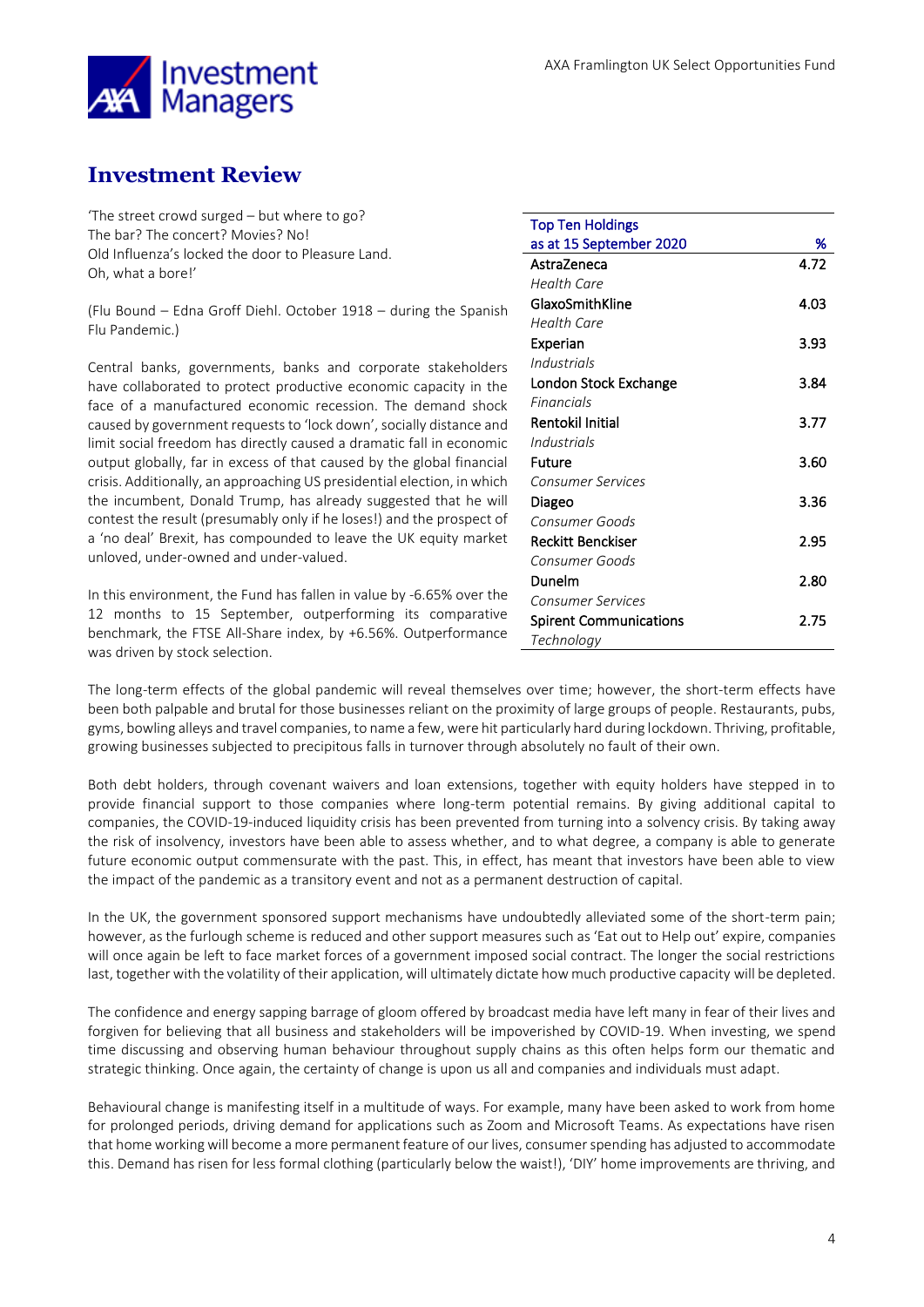# Investment Review

'The street crowd surged – but where to go?
The bar? The concert? Movies? No!
Old Influenza's locked the door to Pleasure Land.
Oh, what a bore!'

(Flu Bound – Edna Groff Diehl. October 1918 – during the Spanish Flu Pandemic.)

Central banks, governments, banks and corporate stakeholders have collaborated to protect productive economic capacity in the face of a manufactured economic recession. The demand shock caused by government requests to 'lock down', socially distance and limit social freedom has directly caused a dramatic fall in economic output globally, far in excess of that caused by the global financial crisis. Additionally, an approaching US presidential election, in which the incumbent, Donald Trump, has already suggested that he will contest the result (presumably only if he loses!) and the prospect of a 'no deal' Brexit, has compounded to leave the UK equity market unloved, under-owned and under-valued.

In this environment, the Fund has fallen in value by -6.65% over the 12 months to 15 September, outperforming its comparative benchmark, the FTSE All-Share index, by +6.56%. Outperformance was driven by stock selection.

| Top Ten Holdings as at 15 September 2020 | % |
|---|---|
| AstraZeneca<br>*Health Care* | 4.72 |
| GlaxoSmithKline<br>*Health Care* | 4.03 |
| Experian<br>*Industrials* | 3.93 |
| London Stock Exchange<br>*Financials* | 3.84 |
| Rentokil Initial<br>*Industrials* | 3.77 |
| Future<br>*Consumer Services* | 3.60 |
| Diageo<br>*Consumer Goods* | 3.36 |
| Reckitt Benckiser<br>*Consumer Goods* | 2.95 |
| Dunelm<br>*Consumer Services* | 2.80 |
| Spirent Communications<br>*Technology* | 2.75 |

The long-term effects of the global pandemic will reveal themselves over time; however, the short-term effects have been both palpable and brutal for those businesses reliant on the proximity of large groups of people. Restaurants, pubs, gyms, bowling alleys and travel companies, to name a few, were hit particularly hard during lockdown. Thriving, profitable, growing businesses subjected to precipitous falls in turnover through absolutely no fault of their own.

Both debt holders, through covenant waivers and loan extensions, together with equity holders have stepped in to provide financial support to those companies where long-term potential remains. By giving additional capital to companies, the COVID-19-induced liquidity crisis has been prevented from turning into a solvency crisis. By taking away the risk of insolvency, investors have been able to assess whether, and to what degree, a company is able to generate future economic output commensurate with the past. This, in effect, has meant that investors have been able to view the impact of the pandemic as a transitory event and not as a permanent destruction of capital.

In the UK, the government sponsored support mechanisms have undoubtedly alleviated some of the short-term pain; however, as the furlough scheme is reduced and other support measures such as 'Eat out to Help out' expire, companies will once again be left to face market forces of a government imposed social contract. The longer the social restrictions last, together with the volatility of their application, will ultimately dictate how much productive capacity will be depleted.

The confidence and energy sapping barrage of gloom offered by broadcast media have left many in fear of their lives and forgiven for believing that all business and stakeholders will be impoverished by COVID-19. When investing, we spend time discussing and observing human behaviour throughout supply chains as this often helps form our thematic and strategic thinking. Once again, the certainty of change is upon us all and companies and individuals must adapt.

Behavioural change is manifesting itself in a multitude of ways. For example, many have been asked to work from home for prolonged periods, driving demand for applications such as Zoom and Microsoft Teams. As expectations have risen that home working will become a more permanent feature of our lives, consumer spending has adjusted to accommodate this. Demand has risen for less formal clothing (particularly below the waist!), 'DIY' home improvements are thriving, and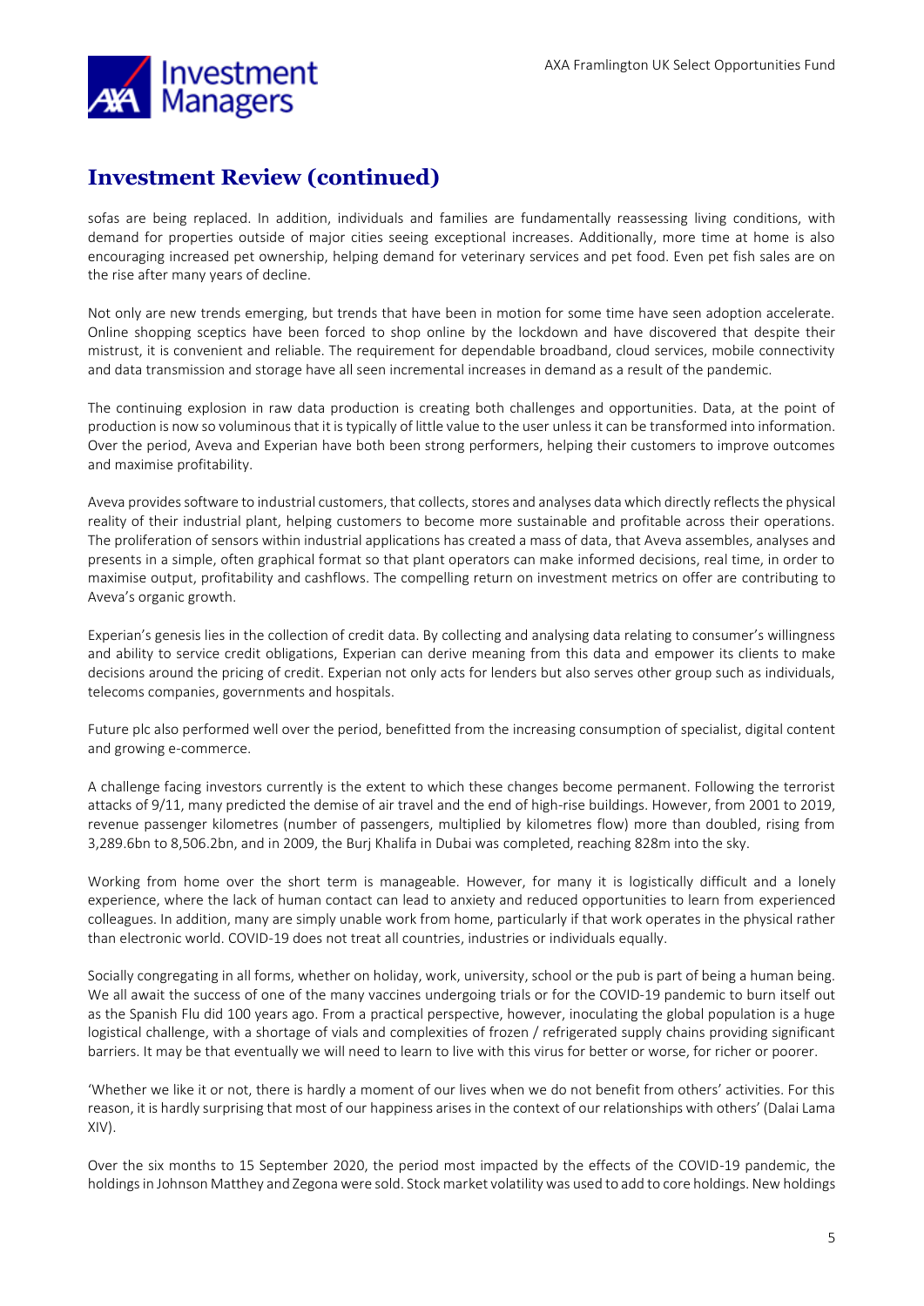## Investment Review (continued)

sofas are being replaced. In addition, individuals and families are fundamentally reassessing living conditions, with demand for properties outside of major cities seeing exceptional increases. Additionally, more time at home is also encouraging increased pet ownership, helping demand for veterinary services and pet food. Even pet fish sales are on the rise after many years of decline.

Not only are new trends emerging, but trends that have been in motion for some time have seen adoption accelerate. Online shopping sceptics have been forced to shop online by the lockdown and have discovered that despite their mistrust, it is convenient and reliable. The requirement for dependable broadband, cloud services, mobile connectivity and data transmission and storage have all seen incremental increases in demand as a result of the pandemic.

The continuing explosion in raw data production is creating both challenges and opportunities. Data, at the point of production is now so voluminous that it is typically of little value to the user unless it can be transformed into information. Over the period, Aveva and Experian have both been strong performers, helping their customers to improve outcomes and maximise profitability.

Aveva provides software to industrial customers, that collects, stores and analyses data which directly reflects the physical reality of their industrial plant, helping customers to become more sustainable and profitable across their operations. The proliferation of sensors within industrial applications has created a mass of data, that Aveva assembles, analyses and presents in a simple, often graphical format so that plant operators can make informed decisions, real time, in order to maximise output, profitability and cashflows. The compelling return on investment metrics on offer are contributing to Aveva's organic growth.

Experian's genesis lies in the collection of credit data. By collecting and analysing data relating to consumer's willingness and ability to service credit obligations, Experian can derive meaning from this data and empower its clients to make decisions around the pricing of credit. Experian not only acts for lenders but also serves other group such as individuals, telecoms companies, governments and hospitals.

Future plc also performed well over the period, benefitted from the increasing consumption of specialist, digital content and growing e-commerce.

A challenge facing investors currently is the extent to which these changes become permanent. Following the terrorist attacks of 9/11, many predicted the demise of air travel and the end of high-rise buildings. However, from 2001 to 2019, revenue passenger kilometres (number of passengers, multiplied by kilometres flow) more than doubled, rising from 3,289.6bn to 8,506.2bn, and in 2009, the Burj Khalifa in Dubai was completed, reaching 828m into the sky.

Working from home over the short term is manageable. However, for many it is logistically difficult and a lonely experience, where the lack of human contact can lead to anxiety and reduced opportunities to learn from experienced colleagues. In addition, many are simply unable work from home, particularly if that work operates in the physical rather than electronic world. COVID-19 does not treat all countries, industries or individuals equally.

Socially congregating in all forms, whether on holiday, work, university, school or the pub is part of being a human being. We all await the success of one of the many vaccines undergoing trials or for the COVID-19 pandemic to burn itself out as the Spanish Flu did 100 years ago. From a practical perspective, however, inoculating the global population is a huge logistical challenge, with a shortage of vials and complexities of frozen / refrigerated supply chains providing significant barriers. It may be that eventually we will need to learn to live with this virus for better or worse, for richer or poorer.

'Whether we like it or not, there is hardly a moment of our lives when we do not benefit from others' activities. For this reason, it is hardly surprising that most of our happiness arises in the context of our relationships with others' (Dalai Lama XIV).

Over the six months to 15 September 2020, the period most impacted by the effects of the COVID-19 pandemic, the holdings in Johnson Matthey and Zegona were sold. Stock market volatility was used to add to core holdings. New holdings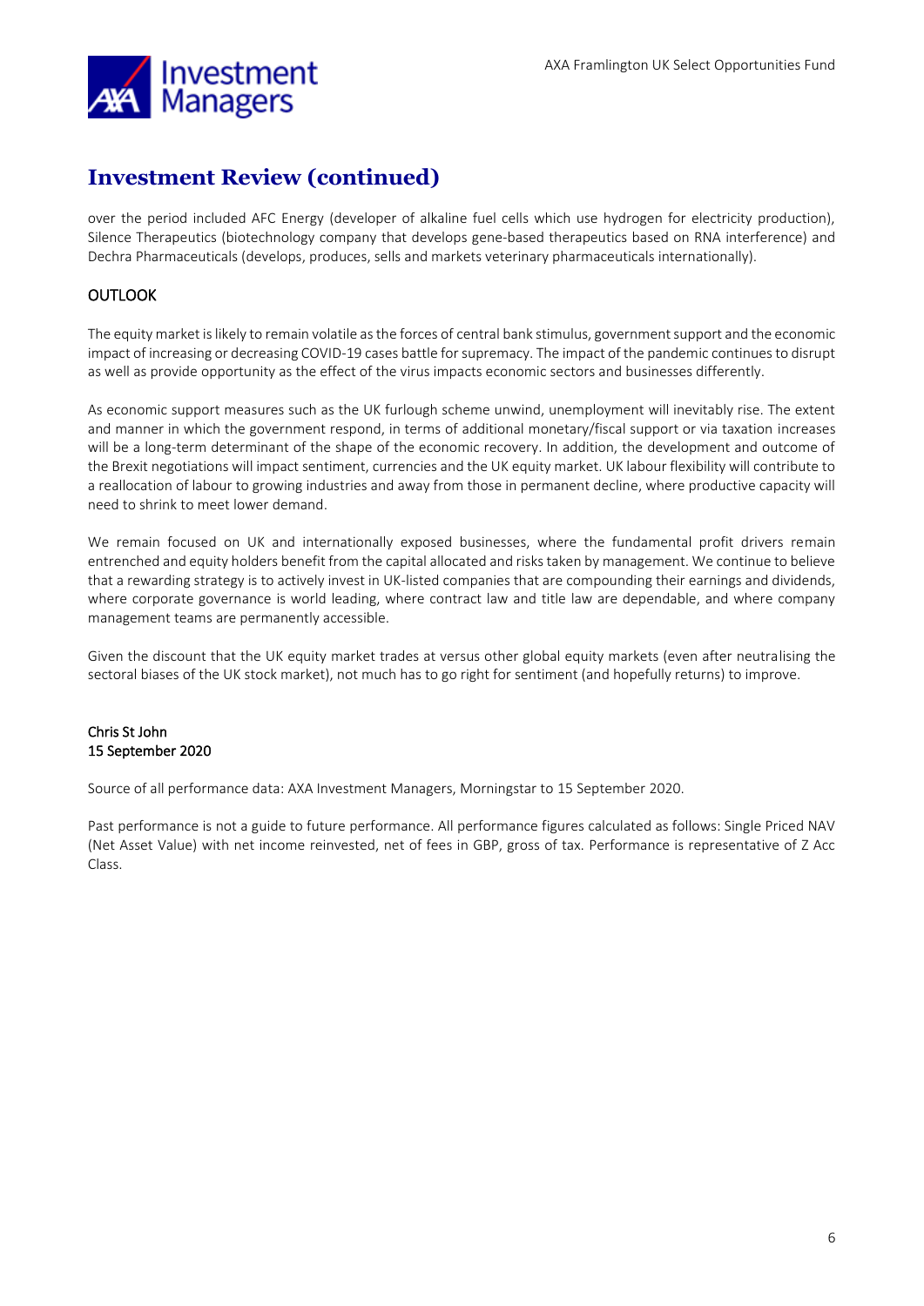## Investment Review (continued)

over the period included AFC Energy (developer of alkaline fuel cells which use hydrogen for electricity production), Silence Therapeutics (biotechnology company that develops gene-based therapeutics based on RNA interference) and Dechra Pharmaceuticals (develops, produces, sells and markets veterinary pharmaceuticals internationally).

### OUTLOOK

The equity market is likely to remain volatile as the forces of central bank stimulus, government support and the economic impact of increasing or decreasing COVID-19 cases battle for supremacy. The impact of the pandemic continues to disrupt as well as provide opportunity as the effect of the virus impacts economic sectors and businesses differently.

As economic support measures such as the UK furlough scheme unwind, unemployment will inevitably rise. The extent and manner in which the government respond, in terms of additional monetary/fiscal support or via taxation increases will be a long-term determinant of the shape of the economic recovery. In addition, the development and outcome of the Brexit negotiations will impact sentiment, currencies and the UK equity market. UK labour flexibility will contribute to a reallocation of labour to growing industries and away from those in permanent decline, where productive capacity will need to shrink to meet lower demand.

We remain focused on UK and internationally exposed businesses, where the fundamental profit drivers remain entrenched and equity holders benefit from the capital allocated and risks taken by management. We continue to believe that a rewarding strategy is to actively invest in UK-listed companies that are compounding their earnings and dividends, where corporate governance is world leading, where contract law and title law are dependable, and where company management teams are permanently accessible.

Given the discount that the UK equity market trades at versus other global equity markets (even after neutralising the sectoral biases of the UK stock market), not much has to go right for sentiment (and hopefully returns) to improve.

Chris St John
15 September 2020

Source of all performance data: AXA Investment Managers, Morningstar to 15 September 2020.

Past performance is not a guide to future performance. All performance figures calculated as follows: Single Priced NAV (Net Asset Value) with net income reinvested, net of fees in GBP, gross of tax. Performance is representative of Z Acc Class.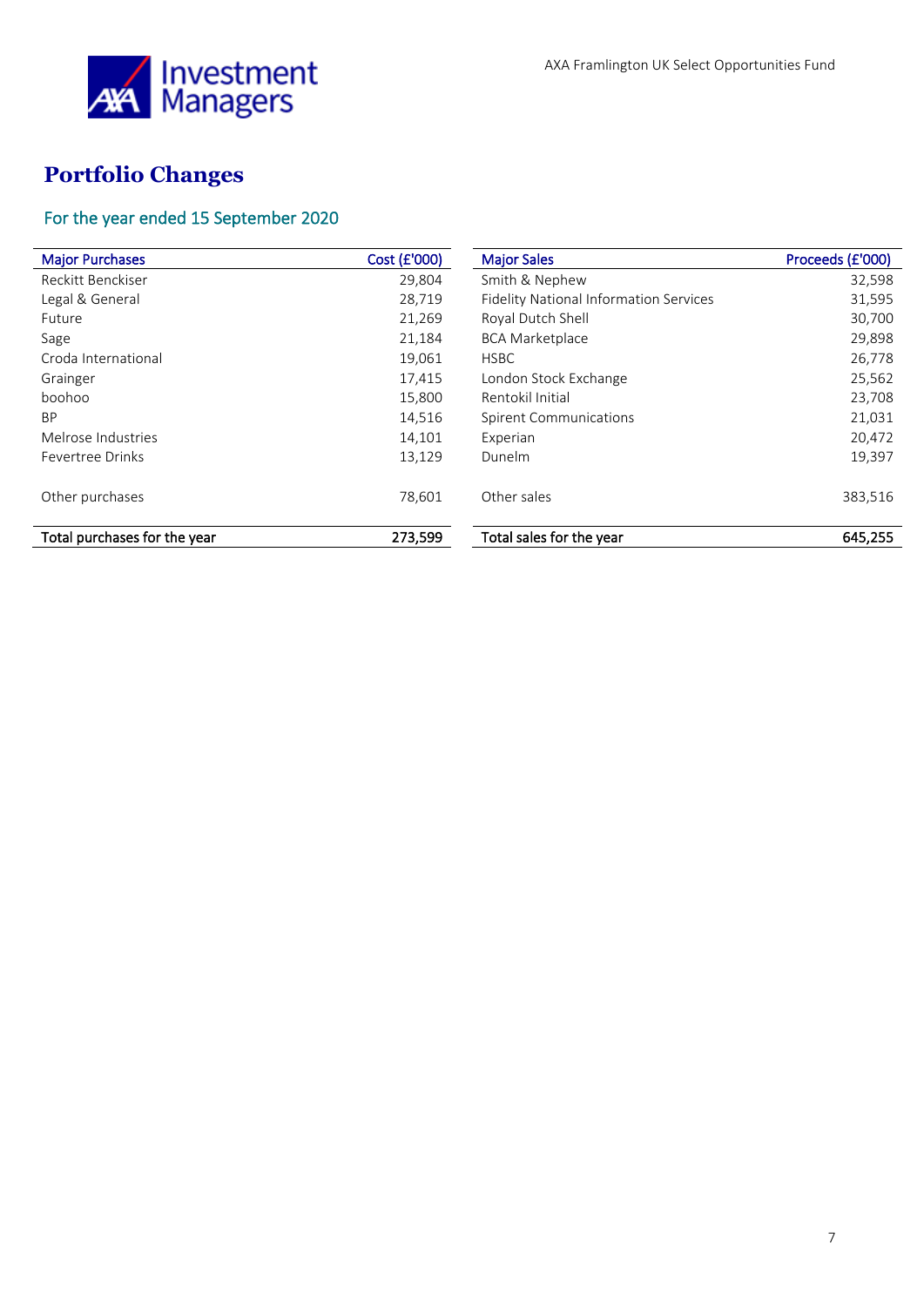# Portfolio Changes

## For the year ended 15 September 2020

| Major Purchases | Cost (£'000) |
|---|---|
| Reckitt Benckiser | 29,804 |
| Legal & General | 28,719 |
| Future | 21,269 |
| Sage | 21,184 |
| Croda International | 19,061 |
| Grainger | 17,415 |
| boohoo | 15,800 |
| BP | 14,516 |
| Melrose Industries | 14,101 |
| Fevertree Drinks | 13,129 |
| Other purchases | 78,601 |
| **Total purchases for the year** | **273,599** |

| Major Sales | Proceeds (£'000) |
|---|---|
| Smith & Nephew | 32,598 |
| Fidelity National Information Services | 31,595 |
| Royal Dutch Shell | 30,700 |
| BCA Marketplace | 29,898 |
| HSBC | 26,778 |
| London Stock Exchange | 25,562 |
| Rentokil Initial | 23,708 |
| Spirent Communications | 21,031 |
| Experian | 20,472 |
| Dunelm | 19,397 |
| Other sales | 383,516 |
| **Total sales for the year** | **645,255** |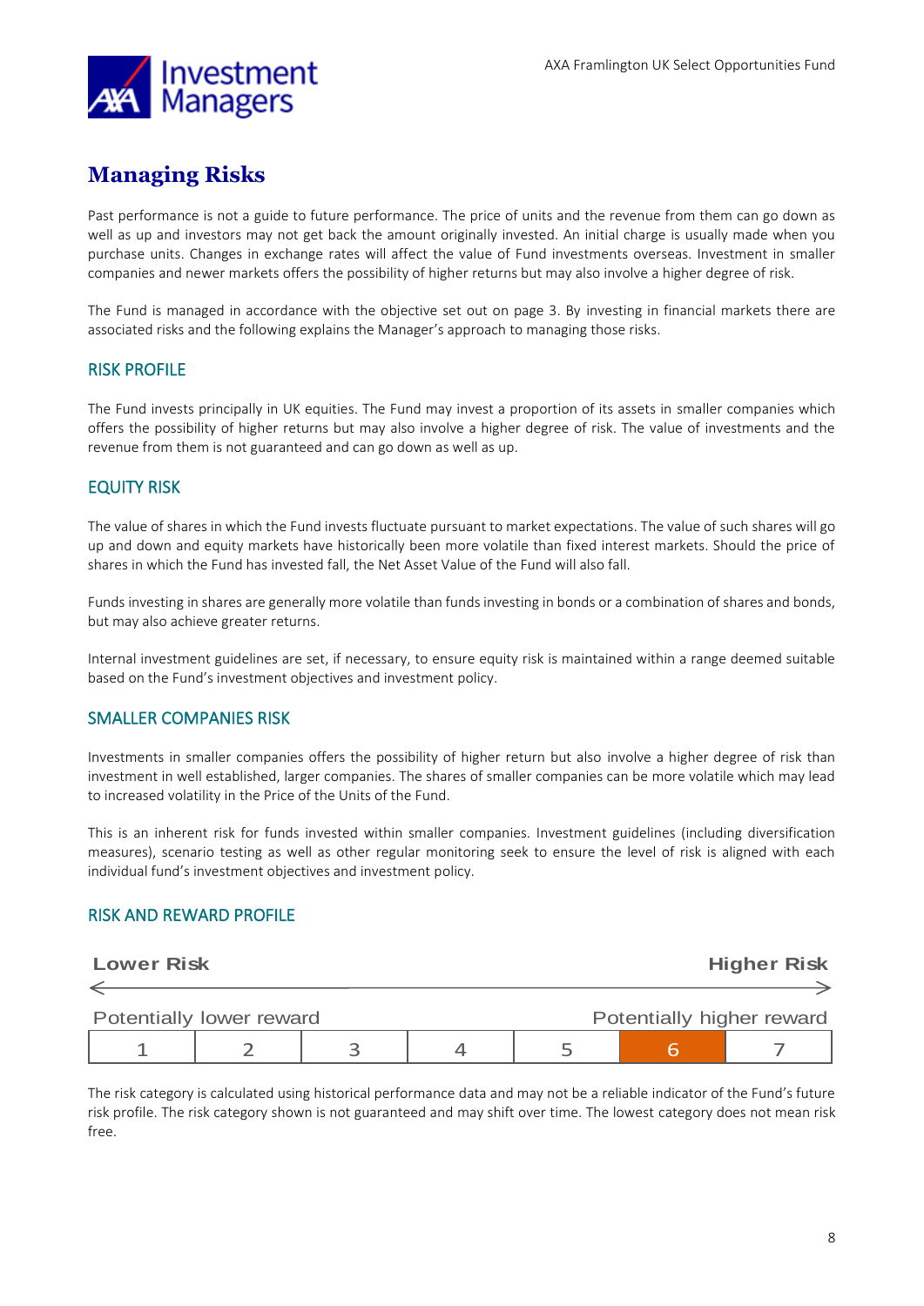# Managing Risks

Past performance is not a guide to future performance. The price of units and the revenue from them can go down as well as up and investors may not get back the amount originally invested. An initial charge is usually made when you purchase units. Changes in exchange rates will affect the value of Fund investments overseas. Investment in smaller companies and newer markets offers the possibility of higher returns but may also involve a higher degree of risk.

The Fund is managed in accordance with the objective set out on page 3. By investing in financial markets there are associated risks and the following explains the Manager's approach to managing those risks.

## RISK PROFILE

The Fund invests principally in UK equities. The Fund may invest a proportion of its assets in smaller companies which offers the possibility of higher returns but may also involve a higher degree of risk. The value of investments and the revenue from them is not guaranteed and can go down as well as up.

## EQUITY RISK

The value of shares in which the Fund invests fluctuate pursuant to market expectations. The value of such shares will go up and down and equity markets have historically been more volatile than fixed interest markets. Should the price of shares in which the Fund has invested fall, the Net Asset Value of the Fund will also fall.

Funds investing in shares are generally more volatile than funds investing in bonds or a combination of shares and bonds, but may also achieve greater returns.

Internal investment guidelines are set, if necessary, to ensure equity risk is maintained within a range deemed suitable based on the Fund's investment objectives and investment policy.

## SMALLER COMPANIES RISK

Investments in smaller companies offers the possibility of higher return but also involve a higher degree of risk than investment in well established, larger companies. The shares of smaller companies can be more volatile which may lead to increased volatility in the Price of the Units of the Fund.

This is an inherent risk for funds invested within smaller companies. Investment guidelines (including diversification measures), scenario testing as well as other regular monitoring seek to ensure the level of risk is aligned with each individual fund's investment objectives and investment policy.

## RISK AND REWARD PROFILE

Lower Risk ← → Higher Risk

Potentially lower reward — Potentially higher reward

| 1 | 2 | 3 | 4 | 5 | **6** | 7 |
|---|---|---|---|---|---|---|

The risk category is calculated using historical performance data and may not be a reliable indicator of the Fund's future risk profile. The risk category shown is not guaranteed and may shift over time. The lowest category does not mean risk free.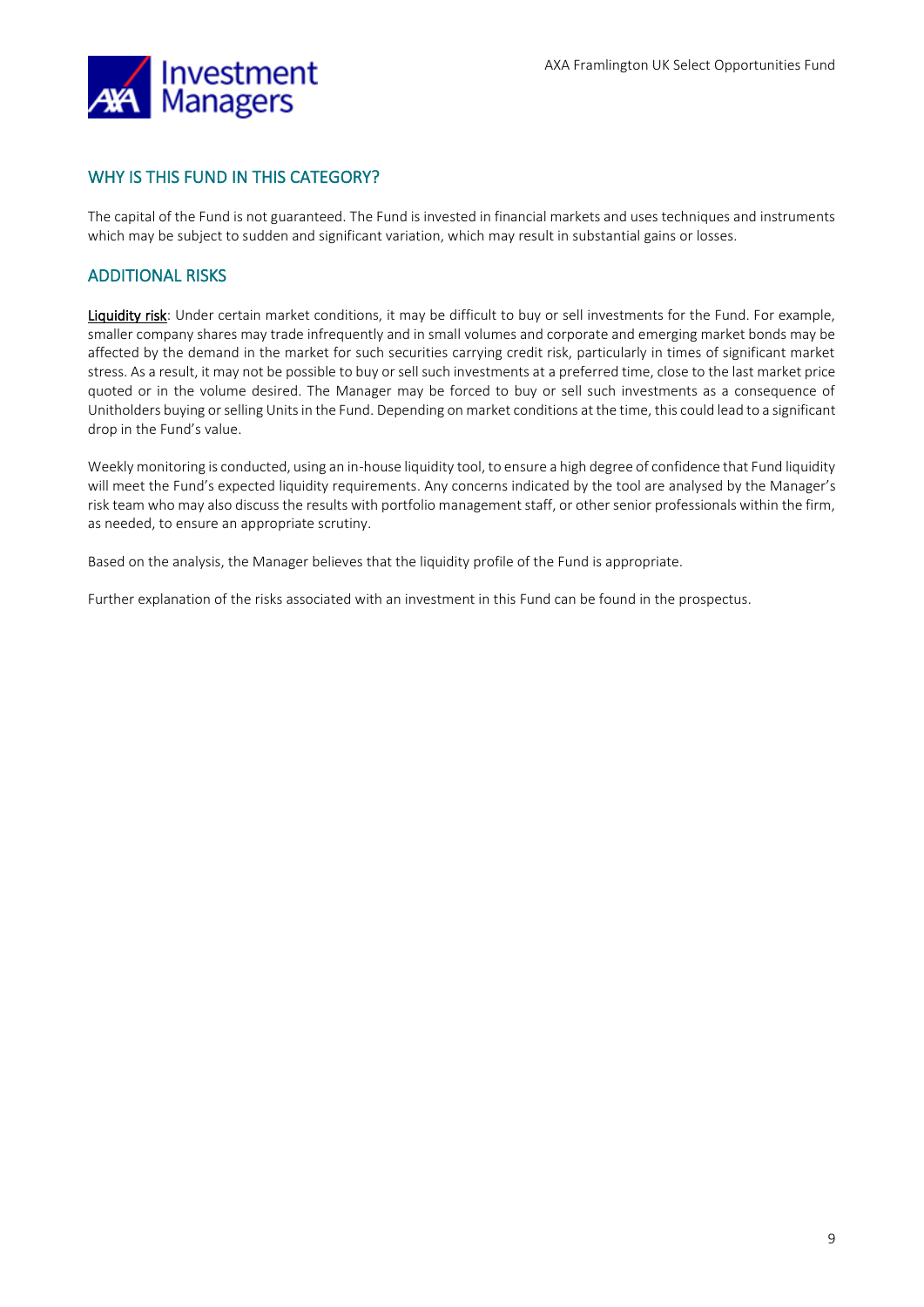## WHY IS THIS FUND IN THIS CATEGORY?

The capital of the Fund is not guaranteed. The Fund is invested in financial markets and uses techniques and instruments which may be subject to sudden and significant variation, which may result in substantial gains or losses.

## ADDITIONAL RISKS

**Liquidity risk**: Under certain market conditions, it may be difficult to buy or sell investments for the Fund. For example, smaller company shares may trade infrequently and in small volumes and corporate and emerging market bonds may be affected by the demand in the market for such securities carrying credit risk, particularly in times of significant market stress. As a result, it may not be possible to buy or sell such investments at a preferred time, close to the last market price quoted or in the volume desired. The Manager may be forced to buy or sell such investments as a consequence of Unitholders buying or selling Units in the Fund. Depending on market conditions at the time, this could lead to a significant drop in the Fund's value.

Weekly monitoring is conducted, using an in-house liquidity tool, to ensure a high degree of confidence that Fund liquidity will meet the Fund's expected liquidity requirements. Any concerns indicated by the tool are analysed by the Manager's risk team who may also discuss the results with portfolio management staff, or other senior professionals within the firm, as needed, to ensure an appropriate scrutiny.

Based on the analysis, the Manager believes that the liquidity profile of the Fund is appropriate.

Further explanation of the risks associated with an investment in this Fund can be found in the prospectus.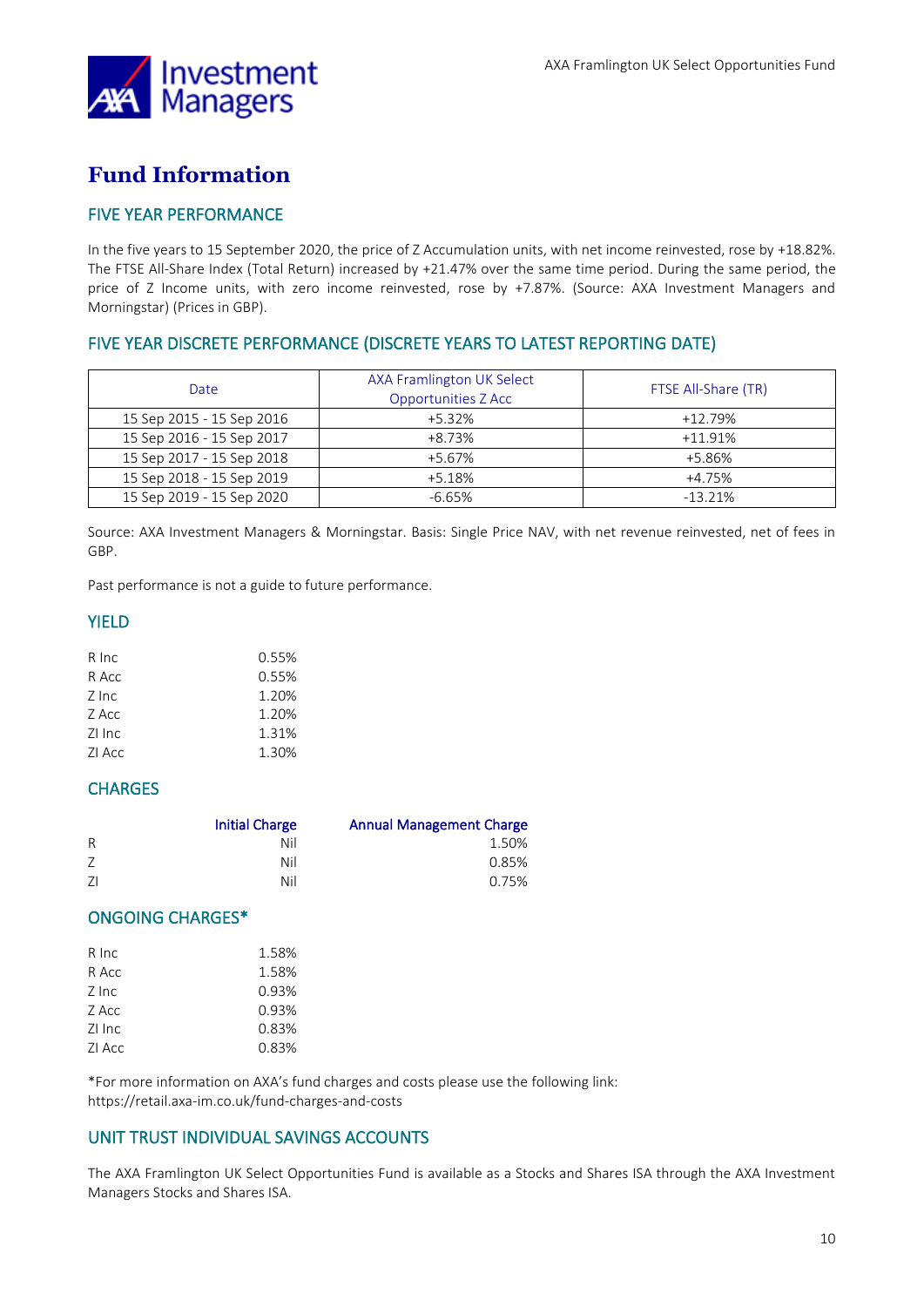# Fund Information

## FIVE YEAR PERFORMANCE

In the five years to 15 September 2020, the price of Z Accumulation units, with net income reinvested, rose by +18.82%. The FTSE All-Share Index (Total Return) increased by +21.47% over the same time period. During the same period, the price of Z Income units, with zero income reinvested, rose by +7.87%. (Source: AXA Investment Managers and Morningstar) (Prices in GBP).

## FIVE YEAR DISCRETE PERFORMANCE (DISCRETE YEARS TO LATEST REPORTING DATE)

| Date | AXA Framlington UK Select Opportunities Z Acc | FTSE All-Share (TR) |
|---|---|---|
| 15 Sep 2015 - 15 Sep 2016 | +5.32% | +12.79% |
| 15 Sep 2016 - 15 Sep 2017 | +8.73% | +11.91% |
| 15 Sep 2017 - 15 Sep 2018 | +5.67% | +5.86% |
| 15 Sep 2018 - 15 Sep 2019 | +5.18% | +4.75% |
| 15 Sep 2019 - 15 Sep 2020 | -6.65% | -13.21% |

Source: AXA Investment Managers & Morningstar. Basis: Single Price NAV, with net revenue reinvested, net of fees in GBP.

Past performance is not a guide to future performance.

## YIELD

| | |
|---|---|
| R Inc | 0.55% |
| R Acc | 0.55% |
| Z Inc | 1.20% |
| Z Acc | 1.20% |
| ZI Inc | 1.31% |
| ZI Acc | 1.30% |

## CHARGES

| | Initial Charge | Annual Management Charge |
|---|---|---|
| R | Nil | 1.50% |
| Z | Nil | 0.85% |
| ZI | Nil | 0.75% |

## ONGOING CHARGES*

| | |
|---|---|
| R Inc | 1.58% |
| R Acc | 1.58% |
| Z Inc | 0.93% |
| Z Acc | 0.93% |
| ZI Inc | 0.83% |
| ZI Acc | 0.83% |

*For more information on AXA's fund charges and costs please use the following link:
https://retail.axa-im.co.uk/fund-charges-and-costs

## UNIT TRUST INDIVIDUAL SAVINGS ACCOUNTS

The AXA Framlington UK Select Opportunities Fund is available as a Stocks and Shares ISA through the AXA Investment Managers Stocks and Shares ISA.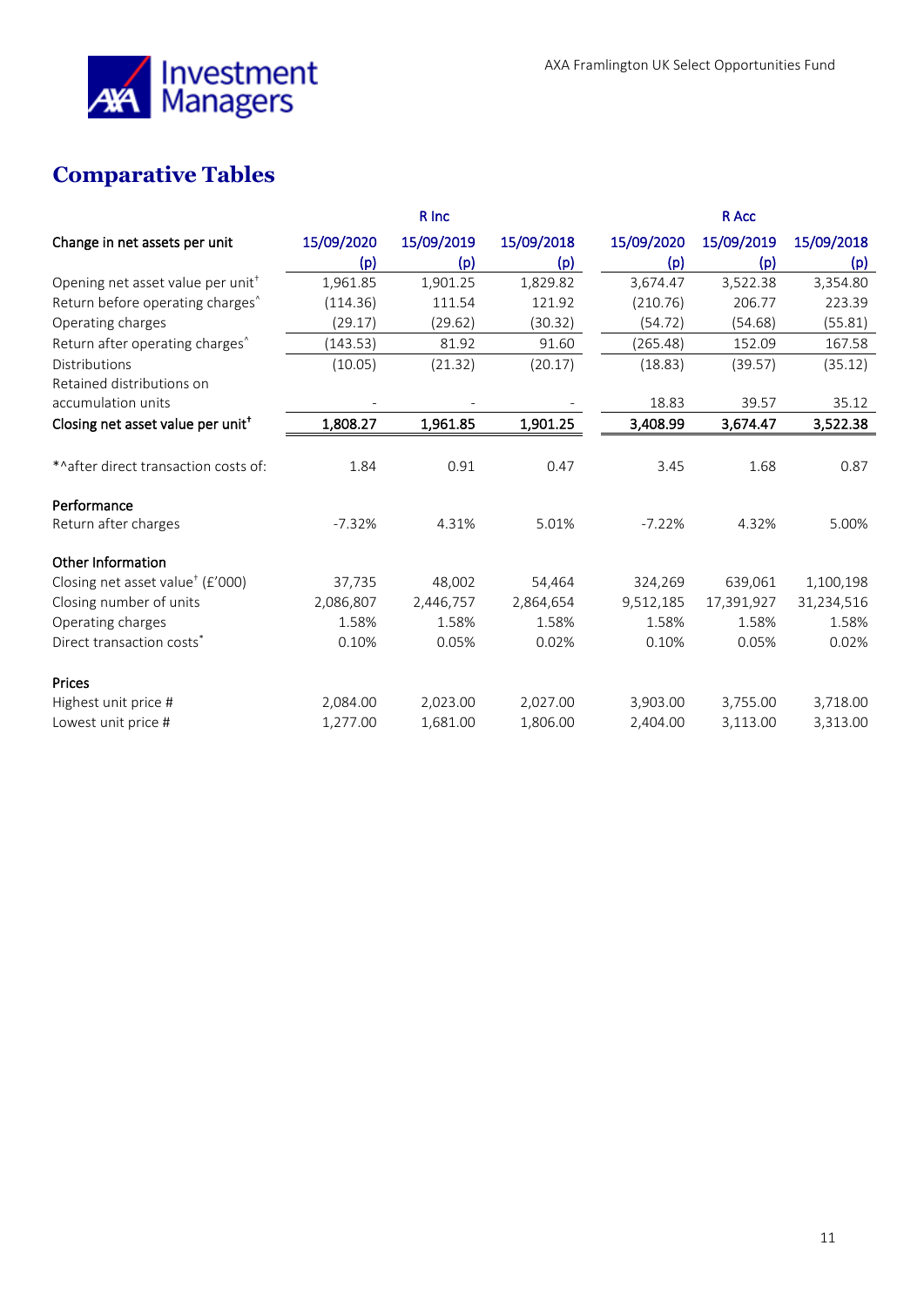# Comparative Tables

| | R Inc | | | R Acc | | |
|---|---|---|---|---|---|---|
| **Change in net assets per unit** | 15/09/2020 (p) | 15/09/2019 (p) | 15/09/2018 (p) | 15/09/2020 (p) | 15/09/2019 (p) | 15/09/2018 (p) |
| Opening net asset value per unit† | 1,961.85 | 1,901.25 | 1,829.82 | 3,674.47 | 3,522.38 | 3,354.80 |
| Return before operating charges^ | (114.36) | 111.54 | 121.92 | (210.76) | 206.77 | 223.39 |
| Operating charges | (29.17) | (29.62) | (30.32) | (54.72) | (54.68) | (55.81) |
| Return after operating charges^ | (143.53) | 81.92 | 91.60 | (265.48) | 152.09 | 167.58 |
| Distributions | (10.05) | (21.32) | (20.17) | (18.83) | (39.57) | (35.12) |
| Retained distributions on accumulation units | - | - | - | 18.83 | 39.57 | 35.12 |
| **Closing net asset value per unit†** | **1,808.27** | **1,961.85** | **1,901.25** | **3,408.99** | **3,674.47** | **3,522.38** |
| *^after direct transaction costs of: | 1.84 | 0.91 | 0.47 | 3.45 | 1.68 | 0.87 |
| **Performance** | | | | | | |
| Return after charges | -7.32% | 4.31% | 5.01% | -7.22% | 4.32% | 5.00% |
| **Other Information** | | | | | | |
| Closing net asset value† (£'000) | 37,735 | 48,002 | 54,464 | 324,269 | 639,061 | 1,100,198 |
| Closing number of units | 2,086,807 | 2,446,757 | 2,864,654 | 9,512,185 | 17,391,927 | 31,234,516 |
| Operating charges | 1.58% | 1.58% | 1.58% | 1.58% | 1.58% | 1.58% |
| Direct transaction costs* | 0.10% | 0.05% | 0.02% | 0.10% | 0.05% | 0.02% |
| **Prices** | | | | | | |
| Highest unit price # | 2,084.00 | 2,023.00 | 2,027.00 | 3,903.00 | 3,755.00 | 3,718.00 |
| Lowest unit price # | 1,277.00 | 1,681.00 | 1,806.00 | 2,404.00 | 3,113.00 | 3,313.00 |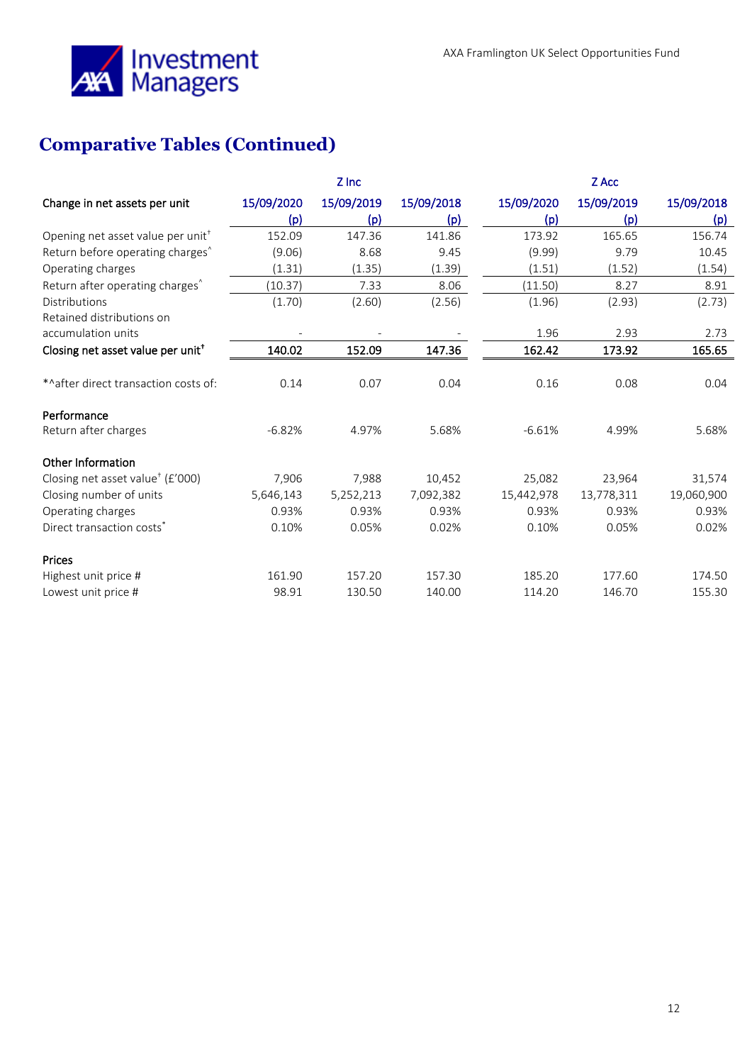## Comparative Tables (Continued)

| | Z Inc | | | Z Acc | | |
|---|---|---|---|---|---|---|
| Change in net assets per unit | 15/09/2020 (p) | 15/09/2019 (p) | 15/09/2018 (p) | 15/09/2020 (p) | 15/09/2019 (p) | 15/09/2018 (p) |
| Opening net asset value per unit† | 152.09 | 147.36 | 141.86 | 173.92 | 165.65 | 156.74 |
| Return before operating charges^ | (9.06) | 8.68 | 9.45 | (9.99) | 9.79 | 10.45 |
| Operating charges | (1.31) | (1.35) | (1.39) | (1.51) | (1.52) | (1.54) |
| Return after operating charges^ | (10.37) | 7.33 | 8.06 | (11.50) | 8.27 | 8.91 |
| Distributions | (1.70) | (2.60) | (2.56) | (1.96) | (2.93) | (2.73) |
| Retained distributions on accumulation units | - | - | - | 1.96 | 2.93 | 2.73 |
| **Closing net asset value per unit†** | **140.02** | **152.09** | **147.36** | **162.42** | **173.92** | **165.65** |
| | | | | | | |
| *^after direct transaction costs of: | 0.14 | 0.07 | 0.04 | 0.16 | 0.08 | 0.04 |
| | | | | | | |
| **Performance** | | | | | | |
| Return after charges | -6.82% | 4.97% | 5.68% | -6.61% | 4.99% | 5.68% |
| | | | | | | |
| **Other Information** | | | | | | |
| Closing net asset value† (£'000) | 7,906 | 7,988 | 10,452 | 25,082 | 23,964 | 31,574 |
| Closing number of units | 5,646,143 | 5,252,213 | 7,092,382 | 15,442,978 | 13,778,311 | 19,060,900 |
| Operating charges | 0.93% | 0.93% | 0.93% | 0.93% | 0.93% | 0.93% |
| Direct transaction costs* | 0.10% | 0.05% | 0.02% | 0.10% | 0.05% | 0.02% |
| | | | | | | |
| **Prices** | | | | | | |
| Highest unit price # | 161.90 | 157.20 | 157.30 | 185.20 | 177.60 | 174.50 |
| Lowest unit price # | 98.91 | 130.50 | 140.00 | 114.20 | 146.70 | 155.30 |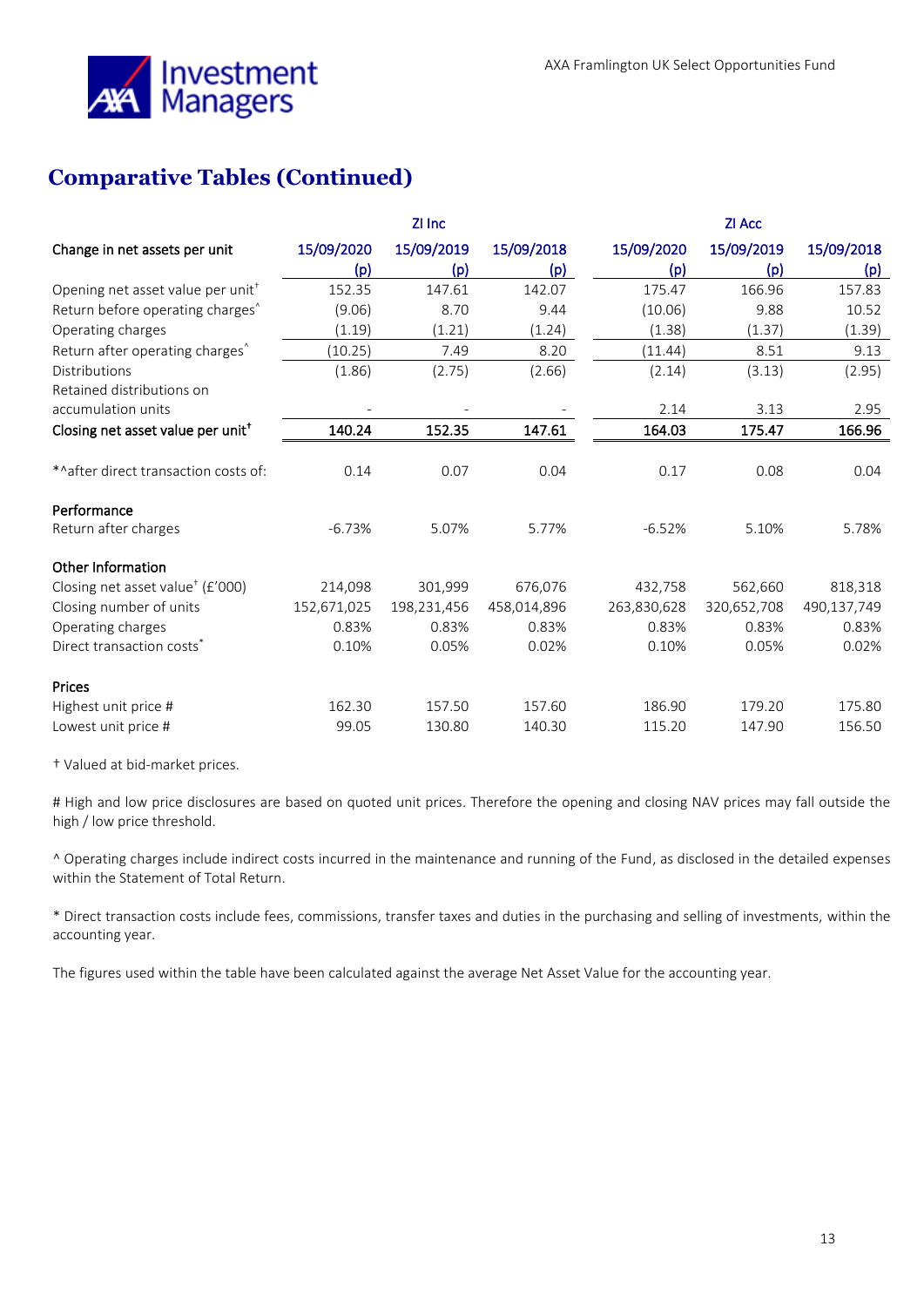## Comparative Tables (Continued)

| | ZI Inc | | | ZI Acc | | |
|---|---|---|---|---|---|---|
| Change in net assets per unit | 15/09/2020 (p) | 15/09/2019 (p) | 15/09/2018 (p) | 15/09/2020 (p) | 15/09/2019 (p) | 15/09/2018 (p) |
| Opening net asset value per unit† | 152.35 | 147.61 | 142.07 | 175.47 | 166.96 | 157.83 |
| Return before operating charges^ | (9.06) | 8.70 | 9.44 | (10.06) | 9.88 | 10.52 |
| Operating charges | (1.19) | (1.21) | (1.24) | (1.38) | (1.37) | (1.39) |
| Return after operating charges^ | (10.25) | 7.49 | 8.20 | (11.44) | 8.51 | 9.13 |
| Distributions | (1.86) | (2.75) | (2.66) | (2.14) | (3.13) | (2.95) |
| Retained distributions on accumulation units | - | - | - | 2.14 | 3.13 | 2.95 |
| **Closing net asset value per unit†** | **140.24** | **152.35** | **147.61** | **164.03** | **175.47** | **166.96** |
| *^after direct transaction costs of: | 0.14 | 0.07 | 0.04 | 0.17 | 0.08 | 0.04 |
| **Performance** | | | | | | |
| Return after charges | -6.73% | 5.07% | 5.77% | -6.52% | 5.10% | 5.78% |
| **Other Information** | | | | | | |
| Closing net asset value† (£'000) | 214,098 | 301,999 | 676,076 | 432,758 | 562,660 | 818,318 |
| Closing number of units | 152,671,025 | 198,231,456 | 458,014,896 | 263,830,628 | 320,652,708 | 490,137,749 |
| Operating charges | 0.83% | 0.83% | 0.83% | 0.83% | 0.83% | 0.83% |
| Direct transaction costs* | 0.10% | 0.05% | 0.02% | 0.10% | 0.05% | 0.02% |
| **Prices** | | | | | | |
| Highest unit price # | 162.30 | 157.50 | 157.60 | 186.90 | 179.20 | 175.80 |
| Lowest unit price # | 99.05 | 130.80 | 140.30 | 115.20 | 147.90 | 156.50 |

† Valued at bid-market prices.

# High and low price disclosures are based on quoted unit prices. Therefore the opening and closing NAV prices may fall outside the high / low price threshold.

^ Operating charges include indirect costs incurred in the maintenance and running of the Fund, as disclosed in the detailed expenses within the Statement of Total Return.

* Direct transaction costs include fees, commissions, transfer taxes and duties in the purchasing and selling of investments, within the accounting year.

The figures used within the table have been calculated against the average Net Asset Value for the accounting year.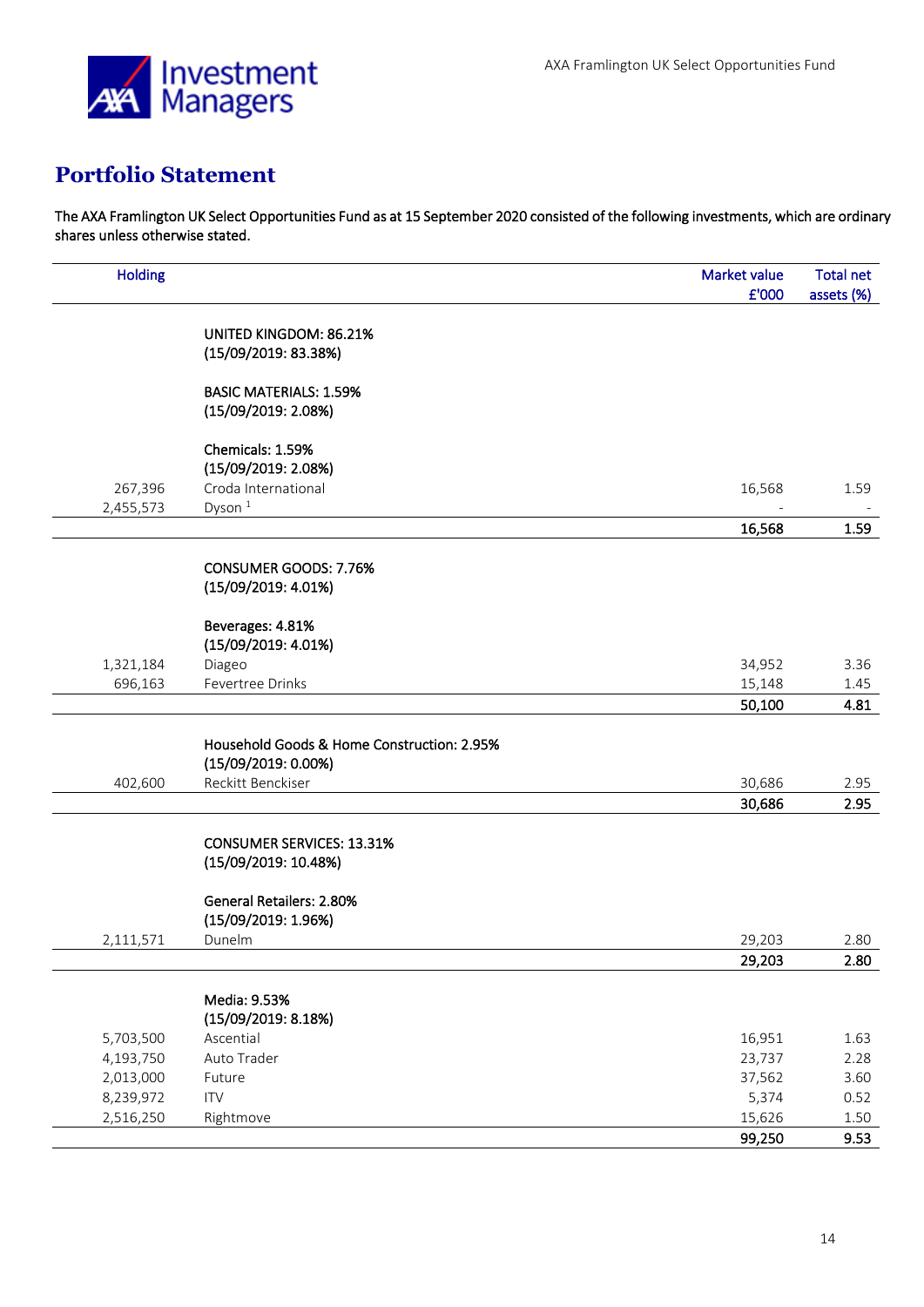## Portfolio Statement

The AXA Framlington UK Select Opportunities Fund as at 15 September 2020 consisted of the following investments, which are ordinary shares unless otherwise stated.

| Holding | | Market value £'000 | Total net assets (%) |
|---|---|---|---|
| | UNITED KINGDOM: 86.21% (15/09/2019: 83.38%) | | |
| | BASIC MATERIALS: 1.59% (15/09/2019: 2.08%) | | |
| | Chemicals: 1.59% (15/09/2019: 2.08%) | | |
| 267,396 | Croda International | 16,568 | 1.59 |
| 2,455,573 | Dyson [1] | - | - |
| | | **16,568** | **1.59** |
| | CONSUMER GOODS: 7.76% (15/09/2019: 4.01%) | | |
| | Beverages: 4.81% (15/09/2019: 4.01%) | | |
| 1,321,184 | Diageo | 34,952 | 3.36 |
| 696,163 | Fevertree Drinks | 15,148 | 1.45 |
| | | **50,100** | **4.81** |
| | Household Goods & Home Construction: 2.95% (15/09/2019: 0.00%) | | |
| 402,600 | Reckitt Benckiser | 30,686 | 2.95 |
| | | **30,686** | **2.95** |
| | CONSUMER SERVICES: 13.31% (15/09/2019: 10.48%) | | |
| | General Retailers: 2.80% (15/09/2019: 1.96%) | | |
| 2,111,571 | Dunelm | 29,203 | 2.80 |
| | | **29,203** | **2.80** |
| | Media: 9.53% (15/09/2019: 8.18%) | | |
| 5,703,500 | Ascential | 16,951 | 1.63 |
| 4,193,750 | Auto Trader | 23,737 | 2.28 |
| 2,013,000 | Future | 37,562 | 3.60 |
| 8,239,972 | ITV | 5,374 | 0.52 |
| 2,516,250 | Rightmove | 15,626 | 1.50 |
| | | **99,250** | **9.53** |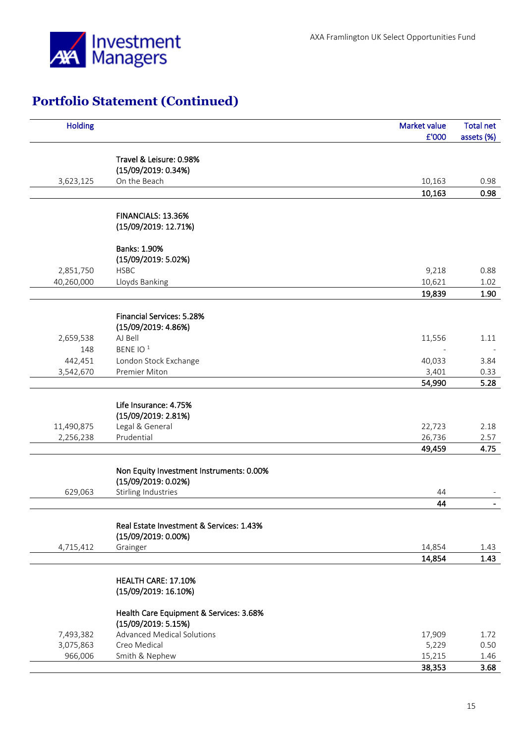## Portfolio Statement (Continued)

| Holding | | Market value £'000 | Total net assets (%) |
|---|---|---|---|
| | **Travel & Leisure: 0.98%** | | |
| | **(15/09/2019: 0.34%)** | | |
| 3,623,125 | On the Beach | 10,163 | 0.98 |
| | | **10,163** | **0.98** |
| | **FINANCIALS: 13.36%** | | |
| | **(15/09/2019: 12.71%)** | | |
| | **Banks: 1.90%** | | |
| | **(15/09/2019: 5.02%)** | | |
| 2,851,750 | HSBC | 9,218 | 0.88 |
| 40,260,000 | Lloyds Banking | 10,621 | 1.02 |
| | | **19,839** | **1.90** |
| | **Financial Services: 5.28%** | | |
| | **(15/09/2019: 4.86%)** | | |
| 2,659,538 | AJ Bell | 11,556 | 1.11 |
| 148 | BENE IO [1] | - | - |
| 442,451 | London Stock Exchange | 40,033 | 3.84 |
| 3,542,670 | Premier Miton | 3,401 | 0.33 |
| | | **54,990** | **5.28** |
| | **Life Insurance: 4.75%** | | |
| | **(15/09/2019: 2.81%)** | | |
| 11,490,875 | Legal & General | 22,723 | 2.18 |
| 2,256,238 | Prudential | 26,736 | 2.57 |
| | | **49,459** | **4.75** |
| | **Non Equity Investment Instruments: 0.00%** | | |
| | **(15/09/2019: 0.02%)** | | |
| 629,063 | Stirling Industries | 44 | - |
| | | **44** | **-** |
| | **Real Estate Investment & Services: 1.43%** | | |
| | **(15/09/2019: 0.00%)** | | |
| 4,715,412 | Grainger | 14,854 | 1.43 |
| | | **14,854** | **1.43** |
| | **HEALTH CARE: 17.10%** | | |
| | **(15/09/2019: 16.10%)** | | |
| | **Health Care Equipment & Services: 3.68%** | | |
| | **(15/09/2019: 5.15%)** | | |
| 7,493,382 | Advanced Medical Solutions | 17,909 | 1.72 |
| 3,075,863 | Creo Medical | 5,229 | 0.50 |
| 966,006 | Smith & Nephew | 15,215 | 1.46 |
| | | **38,353** | **3.68** |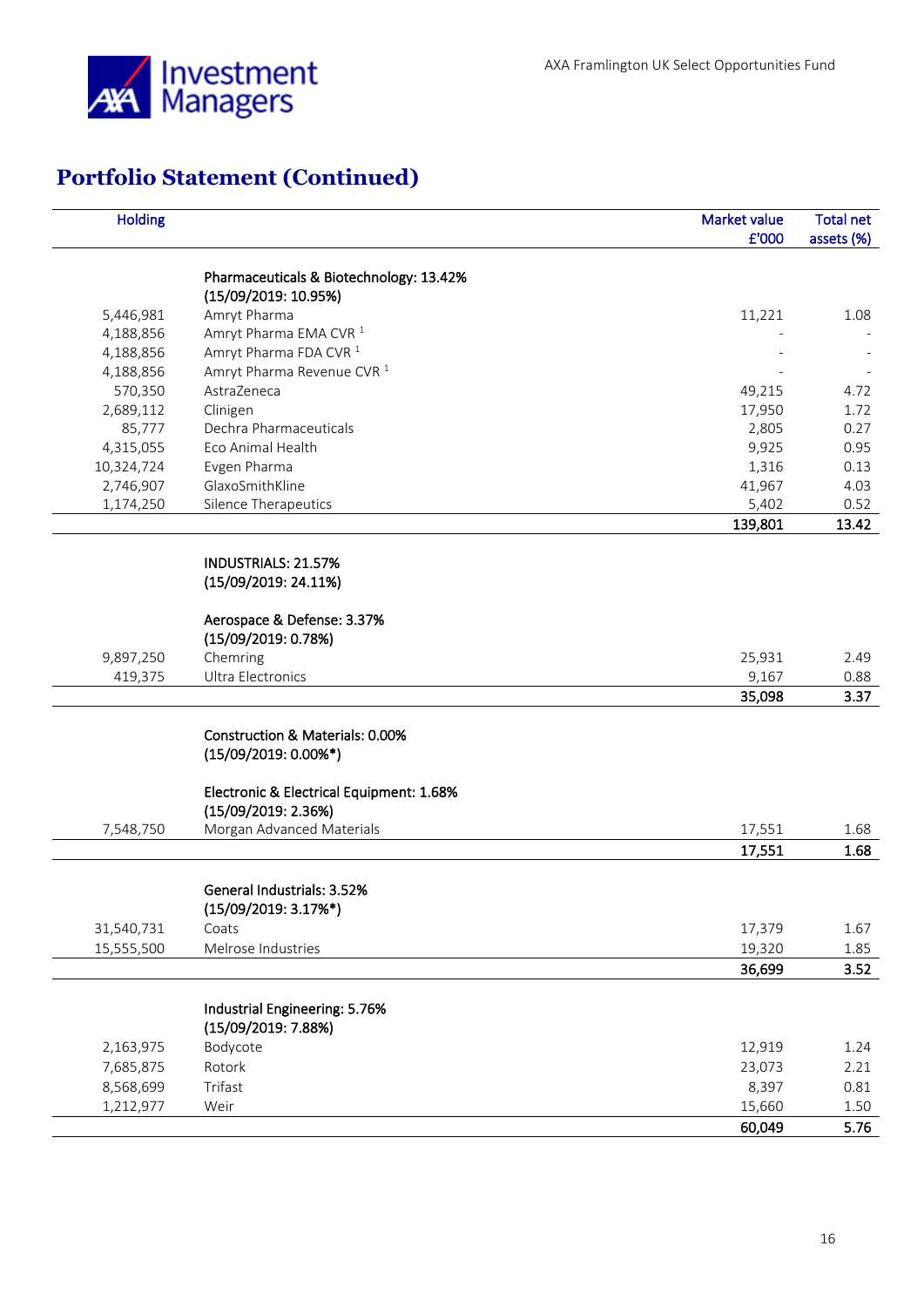## Portfolio Statement (Continued)

| Holding | | Market value £'000 | Total net assets (%) |
|---|---|---|---|
| | **Pharmaceuticals & Biotechnology: 13.42%** | | |
| | **(15/09/2019: 10.95%)** | | |
| 5,446,981 | Amryt Pharma | 11,221 | 1.08 |
| 4,188,856 | Amryt Pharma EMA CVR [1] | - | - |
| 4,188,856 | Amryt Pharma FDA CVR [1] | - | - |
| 4,188,856 | Amryt Pharma Revenue CVR [1] | - | - |
| 570,350 | AstraZeneca | 49,215 | 4.72 |
| 2,689,112 | Clinigen | 17,950 | 1.72 |
| 85,777 | Dechra Pharmaceuticals | 2,805 | 0.27 |
| 4,315,055 | Eco Animal Health | 9,925 | 0.95 |
| 10,324,724 | Evgen Pharma | 1,316 | 0.13 |
| 2,746,907 | GlaxoSmithKline | 41,967 | 4.03 |
| 1,174,250 | Silence Therapeutics | 5,402 | 0.52 |
| | | **139,801** | **13.42** |
| | **INDUSTRIALS: 21.57%** | | |
| | **(15/09/2019: 24.11%)** | | |
| | **Aerospace & Defense: 3.37%** | | |
| | **(15/09/2019: 0.78%)** | | |
| 9,897,250 | Chemring | 25,931 | 2.49 |
| 419,375 | Ultra Electronics | 9,167 | 0.88 |
| | | **35,098** | **3.37** |
| | **Construction & Materials: 0.00%** | | |
| | **(15/09/2019: 0.00%*)** | | |
| | **Electronic & Electrical Equipment: 1.68%** | | |
| | **(15/09/2019: 2.36%)** | | |
| 7,548,750 | Morgan Advanced Materials | 17,551 | 1.68 |
| | | **17,551** | **1.68** |
| | **General Industrials: 3.52%** | | |
| | **(15/09/2019: 3.17%*)** | | |
| 31,540,731 | Coats | 17,379 | 1.67 |
| 15,555,500 | Melrose Industries | 19,320 | 1.85 |
| | | **36,699** | **3.52** |
| | **Industrial Engineering: 5.76%** | | |
| | **(15/09/2019: 7.88%)** | | |
| 2,163,975 | Bodycote | 12,919 | 1.24 |
| 7,685,875 | Rotork | 23,073 | 2.21 |
| 8,568,699 | Trifast | 8,397 | 0.81 |
| 1,212,977 | Weir | 15,660 | 1.50 |
| | | **60,049** | **5.76** |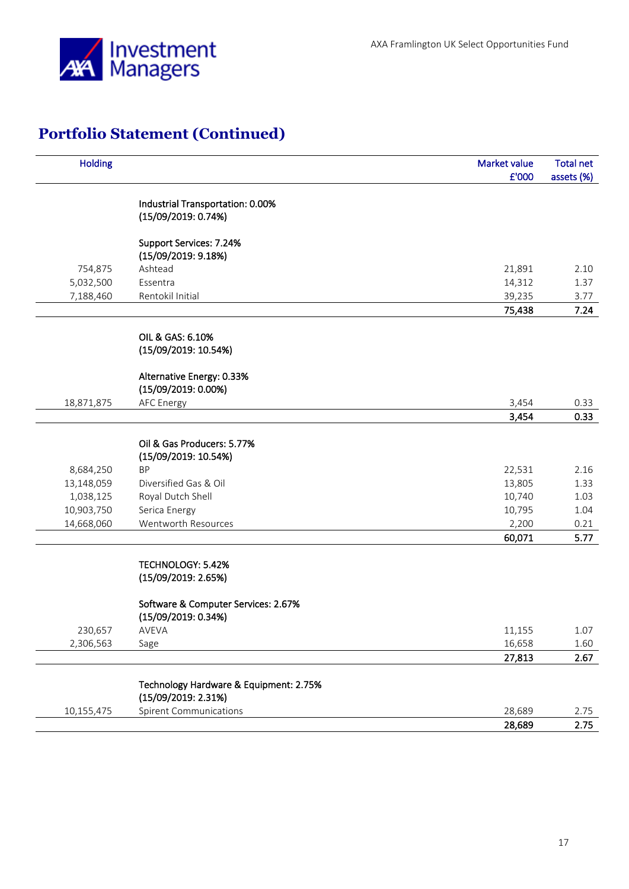## Portfolio Statement (Continued)

| Holding | | Market value £'000 | Total net assets (%) |
|---|---|---|---|
| | Industrial Transportation: 0.00% (15/09/2019: 0.74%) | | |
| | Support Services: 7.24% (15/09/2019: 9.18%) | | |
| 754,875 | Ashtead | 21,891 | 2.10 |
| 5,032,500 | Essentra | 14,312 | 1.37 |
| 7,188,460 | Rentokil Initial | 39,235 | 3.77 |
| | | **75,438** | **7.24** |
| | OIL & GAS: 6.10% (15/09/2019: 10.54%) | | |
| | Alternative Energy: 0.33% (15/09/2019: 0.00%) | | |
| 18,871,875 | AFC Energy | 3,454 | 0.33 |
| | | **3,454** | **0.33** |
| | Oil & Gas Producers: 5.77% (15/09/2019: 10.54%) | | |
| 8,684,250 | BP | 22,531 | 2.16 |
| 13,148,059 | Diversified Gas & Oil | 13,805 | 1.33 |
| 1,038,125 | Royal Dutch Shell | 10,740 | 1.03 |
| 10,903,750 | Serica Energy | 10,795 | 1.04 |
| 14,668,060 | Wentworth Resources | 2,200 | 0.21 |
| | | **60,071** | **5.77** |
| | TECHNOLOGY: 5.42% (15/09/2019: 2.65%) | | |
| | Software & Computer Services: 2.67% (15/09/2019: 0.34%) | | |
| 230,657 | AVEVA | 11,155 | 1.07 |
| 2,306,563 | Sage | 16,658 | 1.60 |
| | | **27,813** | **2.67** |
| | Technology Hardware & Equipment: 2.75% (15/09/2019: 2.31%) | | |
| 10,155,475 | Spirent Communications | 28,689 | 2.75 |
| | | **28,689** | **2.75** |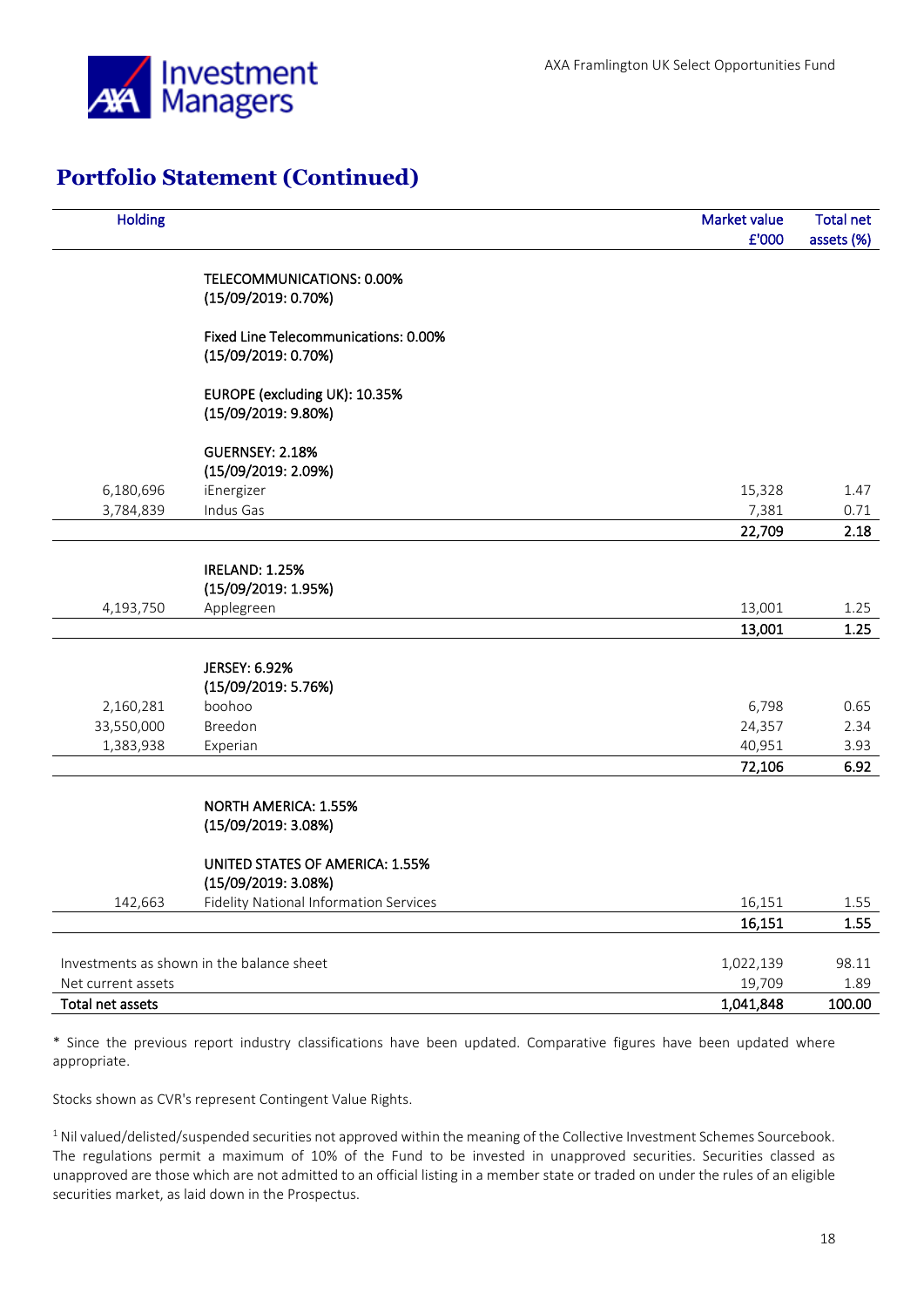## Portfolio Statement (Continued)

| Holding | | Market value £'000 | Total net assets (%) |
|---|---|---|---|
| | **TELECOMMUNICATIONS: 0.00% (15/09/2019: 0.70%)** | | |
| | **Fixed Line Telecommunications: 0.00% (15/09/2019: 0.70%)** | | |
| | **EUROPE (excluding UK): 10.35% (15/09/2019: 9.80%)** | | |
| | **GUERNSEY: 2.18% (15/09/2019: 2.09%)** | | |
| 6,180,696 | iEnergizer | 15,328 | 1.47 |
| 3,784,839 | Indus Gas | 7,381 | 0.71 |
| | | **22,709** | **2.18** |
| | **IRELAND: 1.25% (15/09/2019: 1.95%)** | | |
| 4,193,750 | Applegreen | 13,001 | 1.25 |
| | | **13,001** | **1.25** |
| | **JERSEY: 6.92% (15/09/2019: 5.76%)** | | |
| 2,160,281 | boohoo | 6,798 | 0.65 |
| 33,550,000 | Breedon | 24,357 | 2.34 |
| 1,383,938 | Experian | 40,951 | 3.93 |
| | | **72,106** | **6.92** |
| | **NORTH AMERICA: 1.55% (15/09/2019: 3.08%)** | | |
| | **UNITED STATES OF AMERICA: 1.55% (15/09/2019: 3.08%)** | | |
| 142,663 | Fidelity National Information Services | 16,151 | 1.55 |
| | | **16,151** | **1.55** |
| Investments as shown in the balance sheet | | 1,022,139 | 98.11 |
| Net current assets | | 19,709 | 1.89 |
| **Total net assets** | | **1,041,848** | **100.00** |

* Since the previous report industry classifications have been updated. Comparative figures have been updated where appropriate.

Stocks shown as CVR's represent Contingent Value Rights.

[1] Nil valued/delisted/suspended securities not approved within the meaning of the Collective Investment Schemes Sourcebook. The regulations permit a maximum of 10% of the Fund to be invested in unapproved securities. Securities classed as unapproved are those which are not admitted to an official listing in a member state or traded on under the rules of an eligible securities market, as laid down in the Prospectus.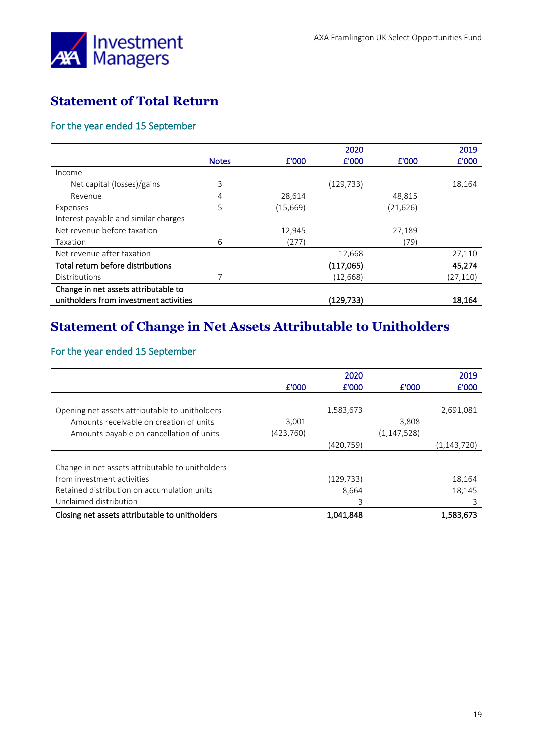## Statement of Total Return

### For the year ended 15 September

| | Notes | £'000 | 2020 £'000 | £'000 | 2019 £'000 |
|---|---|---|---|---|---|
| Income | | | | | |
| Net capital (losses)/gains | 3 | | (129,733) | | 18,164 |
| Revenue | 4 | 28,614 | | 48,815 | |
| Expenses | 5 | (15,669) | | (21,626) | |
| Interest payable and similar charges | | - | | - | |
| Net revenue before taxation | | 12,945 | | 27,189 | |
| Taxation | 6 | (277) | | (79) | |
| Net revenue after taxation | | | 12,668 | | 27,110 |
| **Total return before distributions** | | | **(117,065)** | | **45,274** |
| Distributions | 7 | | (12,668) | | (27,110) |
| **Change in net assets attributable to unitholders from investment activities** | | | **(129,733)** | | **18,164** |

## Statement of Change in Net Assets Attributable to Unitholders

### For the year ended 15 September

| | £'000 | 2020 £'000 | £'000 | 2019 £'000 |
|---|---|---|---|---|
| Opening net assets attributable to unitholders | | 1,583,673 | | 2,691,081 |
| Amounts receivable on creation of units | 3,001 | | 3,808 | |
| Amounts payable on cancellation of units | (423,760) | | (1,147,528) | |
| | | (420,759) | | (1,143,720) |
| Change in net assets attributable to unitholders from investment activities | | (129,733) | | 18,164 |
| Retained distribution on accumulation units | | 8,664 | | 18,145 |
| Unclaimed distribution | | 3 | | 3 |
| **Closing net assets attributable to unitholders** | | **1,041,848** | | **1,583,673** |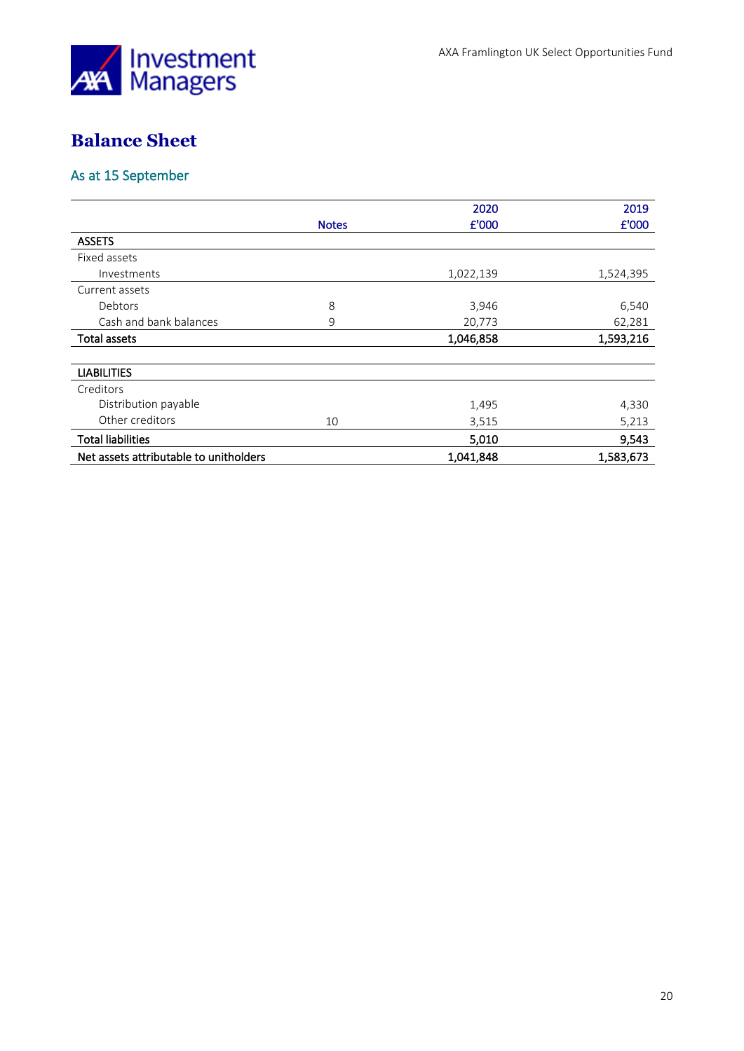## Balance Sheet

### As at 15 September

| | Notes | 2020 £'000 | 2019 £'000 |
|---|---|---|---|
| **ASSETS** | | | |
| Fixed assets | | | |
| Investments | | 1,022,139 | 1,524,395 |
| Current assets | | | |
| Debtors | 8 | 3,946 | 6,540 |
| Cash and bank balances | 9 | 20,773 | 62,281 |
| **Total assets** | | **1,046,858** | **1,593,216** |
| | | | |
| **LIABILITIES** | | | |
| Creditors | | | |
| Distribution payable | | 1,495 | 4,330 |
| Other creditors | 10 | 3,515 | 5,213 |
| **Total liabilities** | | **5,010** | **9,543** |
| **Net assets attributable to unitholders** | | **1,041,848** | **1,583,673** |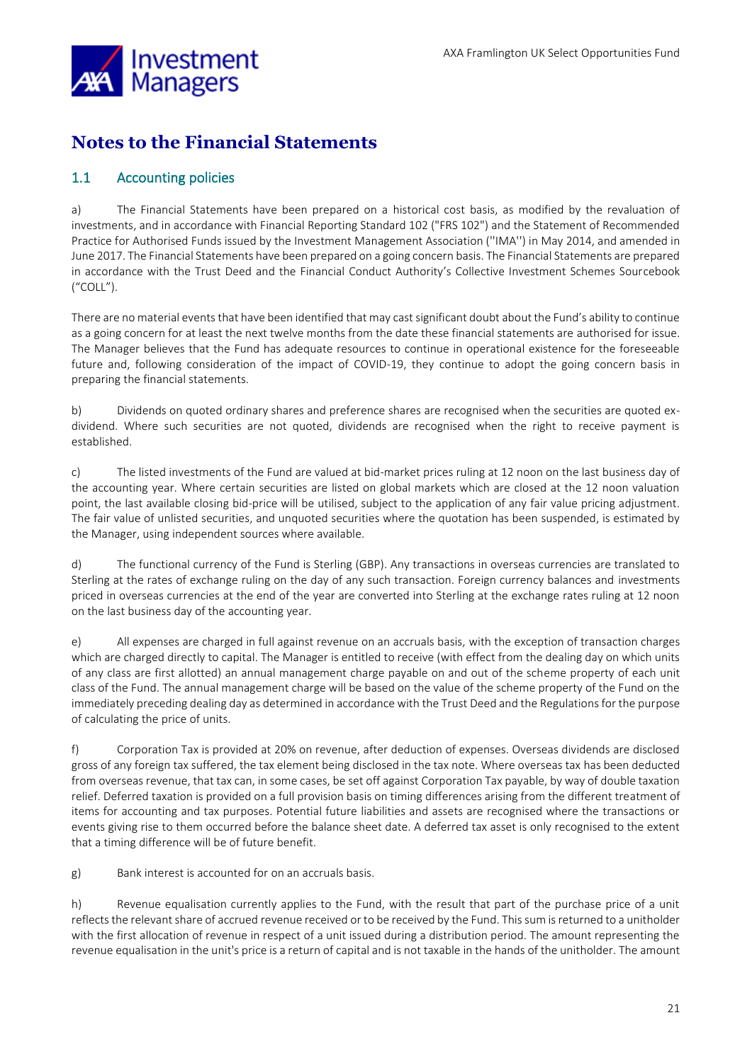# Notes to the Financial Statements

## 1.1 Accounting policies

a) The Financial Statements have been prepared on a historical cost basis, as modified by the revaluation of investments, and in accordance with Financial Reporting Standard 102 ("FRS 102") and the Statement of Recommended Practice for Authorised Funds issued by the Investment Management Association (''IMA'') in May 2014, and amended in June 2017. The Financial Statements have been prepared on a going concern basis. The Financial Statements are prepared in accordance with the Trust Deed and the Financial Conduct Authority's Collective Investment Schemes Sourcebook ("COLL").

There are no material events that have been identified that may cast significant doubt about the Fund's ability to continue as a going concern for at least the next twelve months from the date these financial statements are authorised for issue. The Manager believes that the Fund has adequate resources to continue in operational existence for the foreseeable future and, following consideration of the impact of COVID-19, they continue to adopt the going concern basis in preparing the financial statements.

b) Dividends on quoted ordinary shares and preference shares are recognised when the securities are quoted ex-dividend. Where such securities are not quoted, dividends are recognised when the right to receive payment is established.

c) The listed investments of the Fund are valued at bid-market prices ruling at 12 noon on the last business day of the accounting year. Where certain securities are listed on global markets which are closed at the 12 noon valuation point, the last available closing bid-price will be utilised, subject to the application of any fair value pricing adjustment. The fair value of unlisted securities, and unquoted securities where the quotation has been suspended, is estimated by the Manager, using independent sources where available.

d) The functional currency of the Fund is Sterling (GBP). Any transactions in overseas currencies are translated to Sterling at the rates of exchange ruling on the day of any such transaction. Foreign currency balances and investments priced in overseas currencies at the end of the year are converted into Sterling at the exchange rates ruling at 12 noon on the last business day of the accounting year.

e) All expenses are charged in full against revenue on an accruals basis, with the exception of transaction charges which are charged directly to capital. The Manager is entitled to receive (with effect from the dealing day on which units of any class are first allotted) an annual management charge payable on and out of the scheme property of each unit class of the Fund. The annual management charge will be based on the value of the scheme property of the Fund on the immediately preceding dealing day as determined in accordance with the Trust Deed and the Regulations for the purpose of calculating the price of units.

f) Corporation Tax is provided at 20% on revenue, after deduction of expenses. Overseas dividends are disclosed gross of any foreign tax suffered, the tax element being disclosed in the tax note. Where overseas tax has been deducted from overseas revenue, that tax can, in some cases, be set off against Corporation Tax payable, by way of double taxation relief. Deferred taxation is provided on a full provision basis on timing differences arising from the different treatment of items for accounting and tax purposes. Potential future liabilities and assets are recognised where the transactions or events giving rise to them occurred before the balance sheet date. A deferred tax asset is only recognised to the extent that a timing difference will be of future benefit.

g) Bank interest is accounted for on an accruals basis.

h) Revenue equalisation currently applies to the Fund, with the result that part of the purchase price of a unit reflects the relevant share of accrued revenue received or to be received by the Fund. This sum is returned to a unitholder with the first allocation of revenue in respect of a unit issued during a distribution period. The amount representing the revenue equalisation in the unit's price is a return of capital and is not taxable in the hands of the unitholder. The amount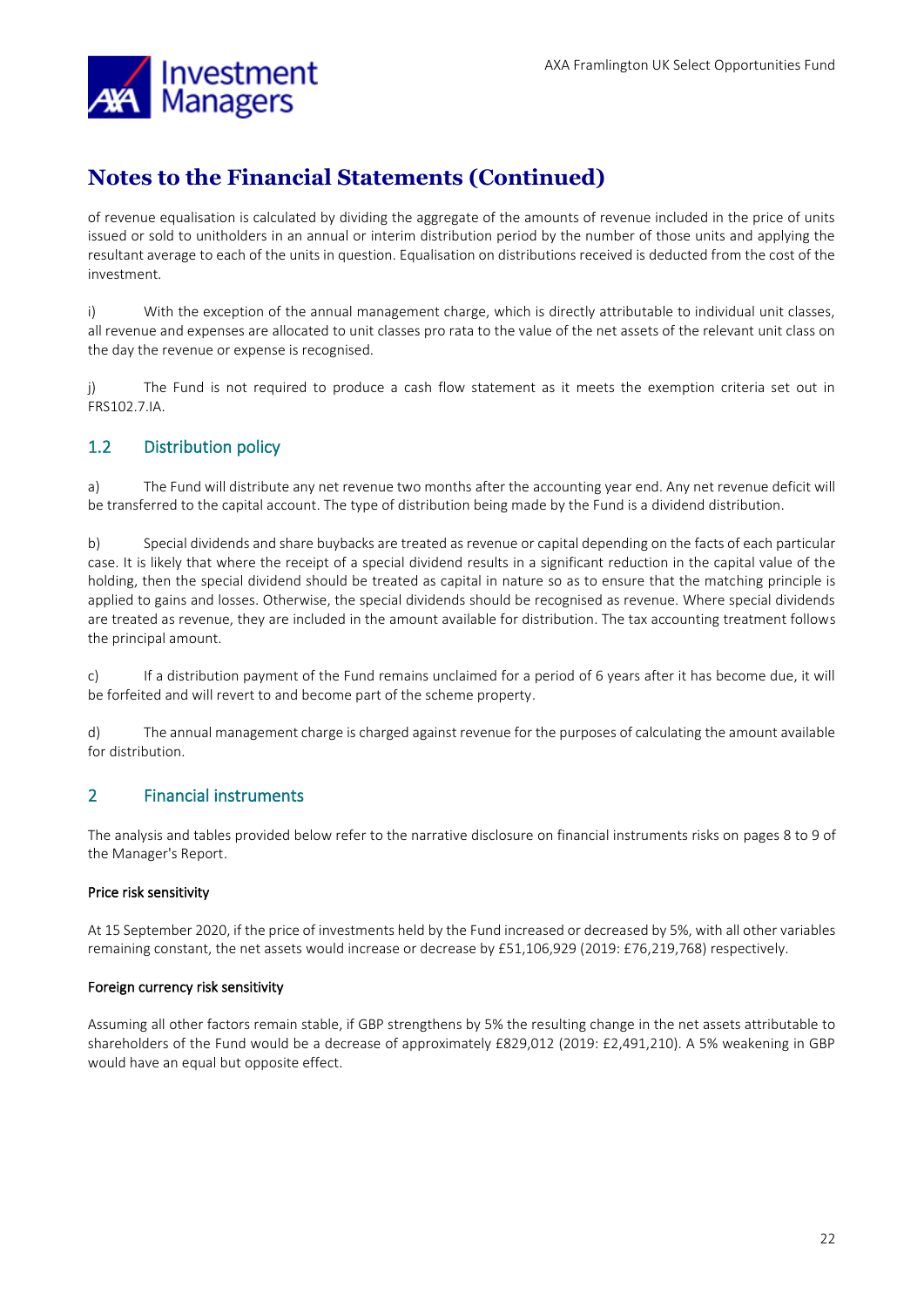# Notes to the Financial Statements (Continued)

of revenue equalisation is calculated by dividing the aggregate of the amounts of revenue included in the price of units issued or sold to unitholders in an annual or interim distribution period by the number of those units and applying the resultant average to each of the units in question. Equalisation on distributions received is deducted from the cost of the investment.

i) With the exception of the annual management charge, which is directly attributable to individual unit classes, all revenue and expenses are allocated to unit classes pro rata to the value of the net assets of the relevant unit class on the day the revenue or expense is recognised.

j) The Fund is not required to produce a cash flow statement as it meets the exemption criteria set out in FRS102.7.IA.

## 1.2 Distribution policy

a) The Fund will distribute any net revenue two months after the accounting year end. Any net revenue deficit will be transferred to the capital account. The type of distribution being made by the Fund is a dividend distribution.

b) Special dividends and share buybacks are treated as revenue or capital depending on the facts of each particular case. It is likely that where the receipt of a special dividend results in a significant reduction in the capital value of the holding, then the special dividend should be treated as capital in nature so as to ensure that the matching principle is applied to gains and losses. Otherwise, the special dividends should be recognised as revenue. Where special dividends are treated as revenue, they are included in the amount available for distribution. The tax accounting treatment follows the principal amount.

c) If a distribution payment of the Fund remains unclaimed for a period of 6 years after it has become due, it will be forfeited and will revert to and become part of the scheme property.

d) The annual management charge is charged against revenue for the purposes of calculating the amount available for distribution.

## 2 Financial instruments

The analysis and tables provided below refer to the narrative disclosure on financial instruments risks on pages 8 to 9 of the Manager's Report.

### Price risk sensitivity

At 15 September 2020, if the price of investments held by the Fund increased or decreased by 5%, with all other variables remaining constant, the net assets would increase or decrease by £51,106,929 (2019: £76,219,768) respectively.

### Foreign currency risk sensitivity

Assuming all other factors remain stable, if GBP strengthens by 5% the resulting change in the net assets attributable to shareholders of the Fund would be a decrease of approximately £829,012 (2019: £2,491,210). A 5% weakening in GBP would have an equal but opposite effect.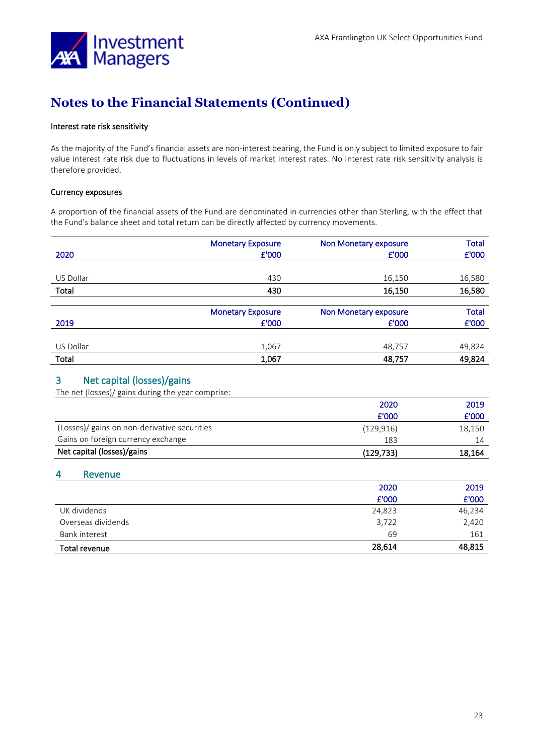# Notes to the Financial Statements (Continued)

### Interest rate risk sensitivity

As the majority of the Fund's financial assets are non-interest bearing, the Fund is only subject to limited exposure to fair value interest rate risk due to fluctuations in levels of market interest rates. No interest rate risk sensitivity analysis is therefore provided.

### Currency exposures

A proportion of the financial assets of the Fund are denominated in currencies other than Sterling, with the effect that the Fund's balance sheet and total return can be directly affected by currency movements.

| 2020 | Monetary Exposure £'000 | Non Monetary exposure £'000 | Total £'000 |
|---|---|---|---|
| US Dollar | 430 | 16,150 | 16,580 |
| **Total** | **430** | **16,150** | **16,580** |

| 2019 | Monetary Exposure £'000 | Non Monetary exposure £'000 | Total £'000 |
|---|---|---|---|
| US Dollar | 1,067 | 48,757 | 49,824 |
| **Total** | **1,067** | **48,757** | **49,824** |

## 3 Net capital (losses)/gains

The net (losses)/ gains during the year comprise:

| | 2020 £'000 | 2019 £'000 |
|---|---|---|
| (Losses)/ gains on non-derivative securities | (129,916) | 18,150 |
| Gains on foreign currency exchange | 183 | 14 |
| **Net capital (losses)/gains** | **(129,733)** | **18,164** |

## 4 Revenue

| | 2020 £'000 | 2019 £'000 |
|---|---|---|
| UK dividends | 24,823 | 46,234 |
| Overseas dividends | 3,722 | 2,420 |
| Bank interest | 69 | 161 |
| **Total revenue** | **28,614** | **48,815** |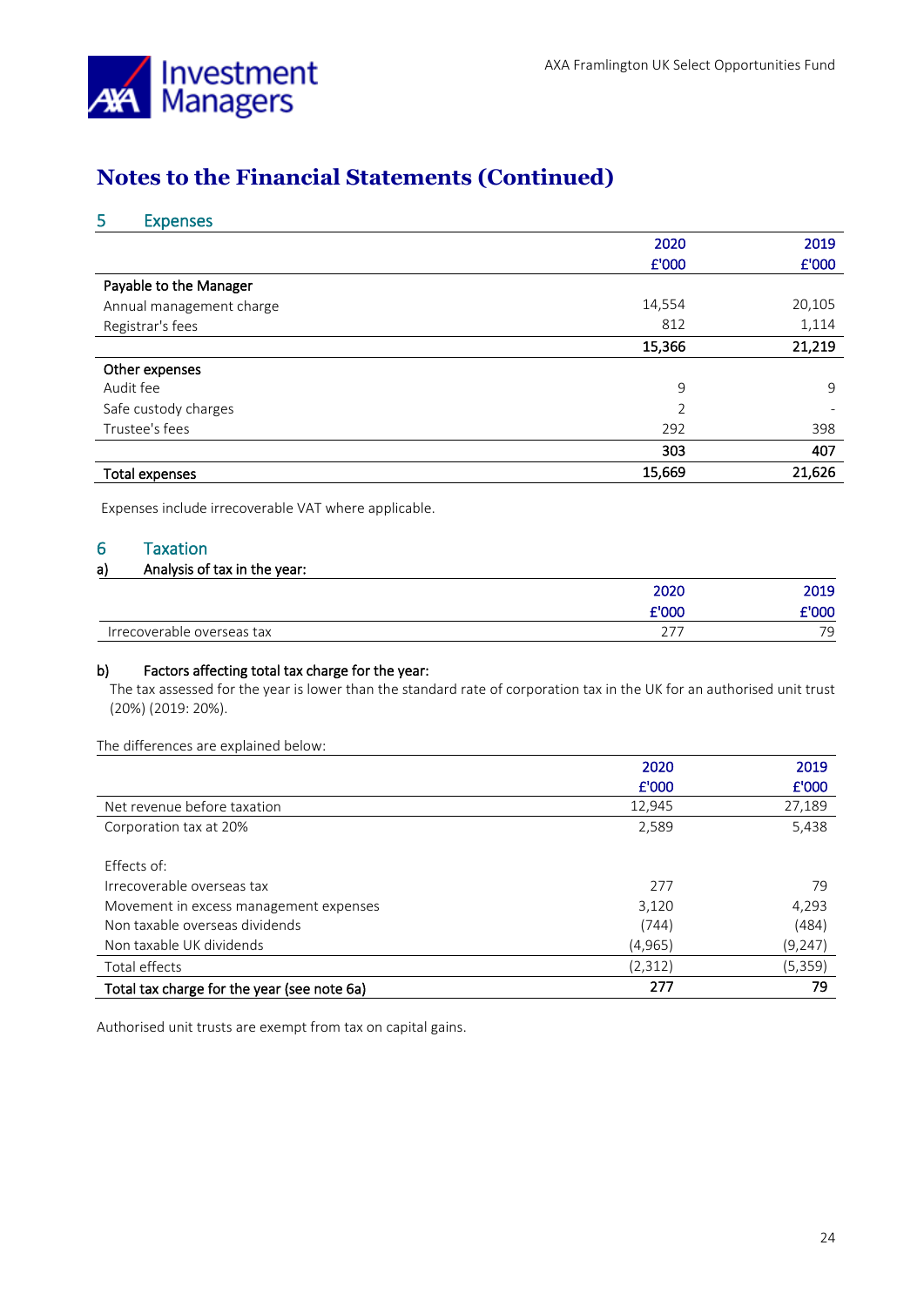# Notes to the Financial Statements (Continued)

## 5 Expenses

| | 2020 £'000 | 2019 £'000 |
|---|---|---|
| **Payable to the Manager** | | |
| Annual management charge | 14,554 | 20,105 |
| Registrar's fees | 812 | 1,114 |
| | **15,366** | **21,219** |
| **Other expenses** | | |
| Audit fee | 9 | 9 |
| Safe custody charges | 2 | - |
| Trustee's fees | 292 | 398 |
| | **303** | **407** |
| **Total expenses** | **15,669** | **21,626** |

Expenses include irrecoverable VAT where applicable.

## 6 Taxation

### a) Analysis of tax in the year:

| | 2020 £'000 | 2019 £'000 |
|---|---|---|
| Irrecoverable overseas tax | 277 | 79 |

### b) Factors affecting total tax charge for the year:

The tax assessed for the year is lower than the standard rate of corporation tax in the UK for an authorised unit trust (20%) (2019: 20%).

The differences are explained below:

| | 2020 £'000 | 2019 £'000 |
|---|---|---|
| Net revenue before taxation | 12,945 | 27,189 |
| Corporation tax at 20% | 2,589 | 5,438 |
| | | |
| Effects of: | | |
| Irrecoverable overseas tax | 277 | 79 |
| Movement in excess management expenses | 3,120 | 4,293 |
| Non taxable overseas dividends | (744) | (484) |
| Non taxable UK dividends | (4,965) | (9,247) |
| Total effects | (2,312) | (5,359) |
| **Total tax charge for the year (see note 6a)** | **277** | **79** |

Authorised unit trusts are exempt from tax on capital gains.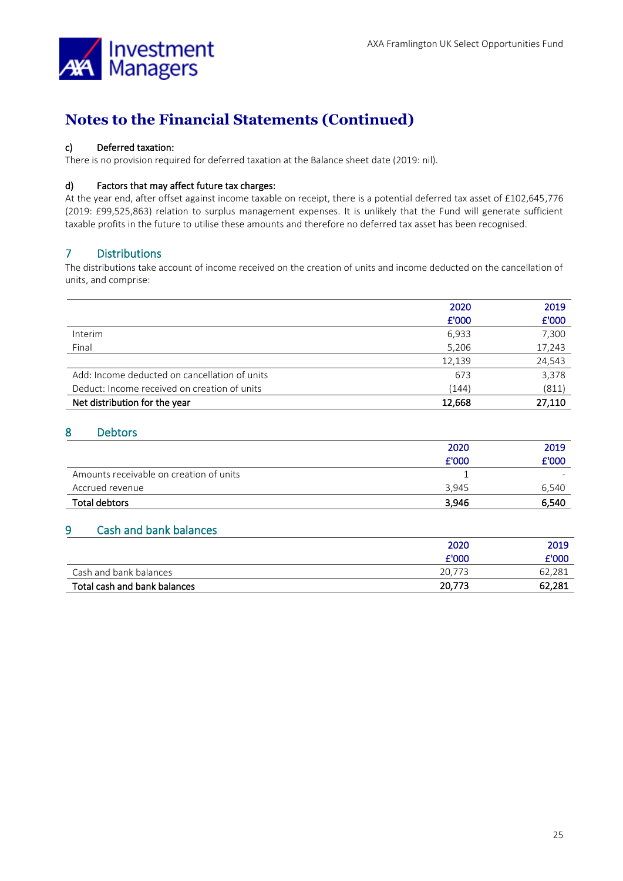## Notes to the Financial Statements (Continued)

**c) Deferred taxation:**

There is no provision required for deferred taxation at the Balance sheet date (2019: nil).

**d) Factors that may affect future tax charges:**

At the year end, after offset against income taxable on receipt, there is a potential deferred tax asset of £102,645,776 (2019: £99,525,863) relation to surplus management expenses. It is unlikely that the Fund will generate sufficient taxable profits in the future to utilise these amounts and therefore no deferred tax asset has been recognised.

## 7 Distributions

The distributions take account of income received on the creation of units and income deducted on the cancellation of units, and comprise:

| | 2020<br>£'000 | 2019<br>£'000 |
|---|---|---|
| Interim | 6,933 | 7,300 |
| Final | 5,206 | 17,243 |
| | 12,139 | 24,543 |
| Add: Income deducted on cancellation of units | 673 | 3,378 |
| Deduct: Income received on creation of units | (144) | (811) |
| **Net distribution for the year** | **12,668** | **27,110** |

## 8 Debtors

| | 2020<br>£'000 | 2019<br>£'000 |
|---|---|---|
| Amounts receivable on creation of units | 1 | - |
| Accrued revenue | 3,945 | 6,540 |
| **Total debtors** | **3,946** | **6,540** |

## 9 Cash and bank balances

| | 2020<br>£'000 | 2019<br>£'000 |
|---|---|---|
| Cash and bank balances | 20,773 | 62,281 |
| **Total cash and bank balances** | **20,773** | **62,281** |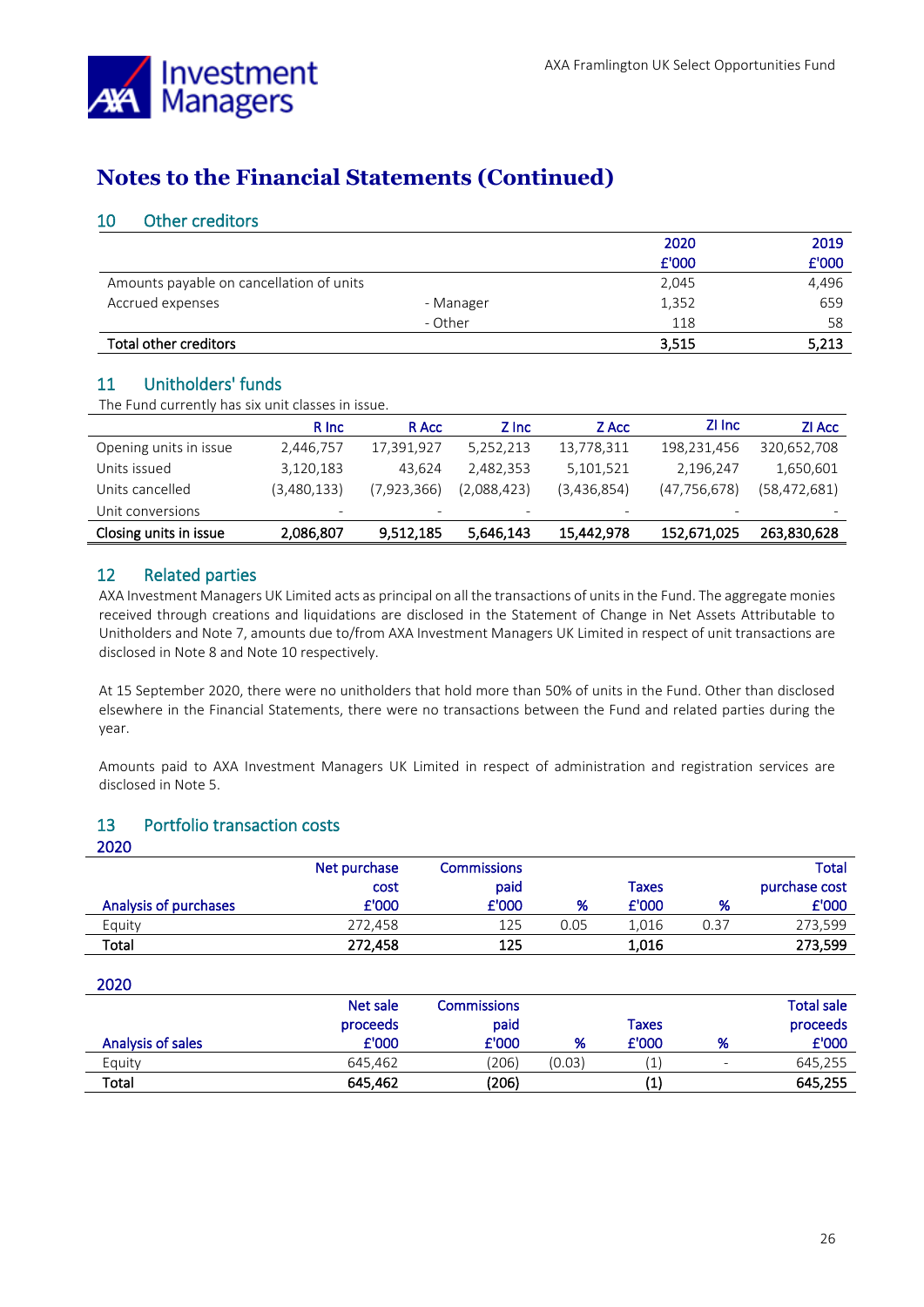# Notes to the Financial Statements (Continued)

## 10 Other creditors

| | | 2020 £'000 | 2019 £'000 |
|---|---|---|---|
| Amounts payable on cancellation of units | | 2,045 | 4,496 |
| Accrued expenses | - Manager | 1,352 | 659 |
| | - Other | 118 | 58 |
| **Total other creditors** | | **3,515** | **5,213** |

## 11 Unitholders' funds

The Fund currently has six unit classes in issue.

| | R Inc | R Acc | Z Inc | Z Acc | ZI Inc | ZI Acc |
|---|---|---|---|---|---|---|
| Opening units in issue | 2,446,757 | 17,391,927 | 5,252,213 | 13,778,311 | 198,231,456 | 320,652,708 |
| Units issued | 3,120,183 | 43,624 | 2,482,353 | 5,101,521 | 2,196,247 | 1,650,601 |
| Units cancelled | (3,480,133) | (7,923,366) | (2,088,423) | (3,436,854) | (47,756,678) | (58,472,681) |
| Unit conversions | - | - | - | - | - | - |
| **Closing units in issue** | **2,086,807** | **9,512,185** | **5,646,143** | **15,442,978** | **152,671,025** | **263,830,628** |

## 12 Related parties

AXA Investment Managers UK Limited acts as principal on all the transactions of units in the Fund. The aggregate monies received through creations and liquidations are disclosed in the Statement of Change in Net Assets Attributable to Unitholders and Note 7, amounts due to/from AXA Investment Managers UK Limited in respect of unit transactions are disclosed in Note 8 and Note 10 respectively.

At 15 September 2020, there were no unitholders that hold more than 50% of units in the Fund. Other than disclosed elsewhere in the Financial Statements, there were no transactions between the Fund and related parties during the year.

Amounts paid to AXA Investment Managers UK Limited in respect of administration and registration services are disclosed in Note 5.

## 13 Portfolio transaction costs

2020

| Analysis of purchases | Net purchase cost £'000 | Commissions paid £'000 | % | Taxes £'000 | % | Total purchase cost £'000 |
|---|---|---|---|---|---|---|
| Equity | 272,458 | 125 | 0.05 | 1,016 | 0.37 | 273,599 |
| **Total** | **272,458** | **125** | | **1,016** | | **273,599** |

2020

| Analysis of sales | Net sale proceeds £'000 | Commissions paid £'000 | % | Taxes £'000 | % | Total sale proceeds £'000 |
|---|---|---|---|---|---|---|
| Equity | 645,462 | (206) | (0.03) | (1) | - | 645,255 |
| **Total** | **645,462** | **(206)** | | **(1)** | | **645,255** |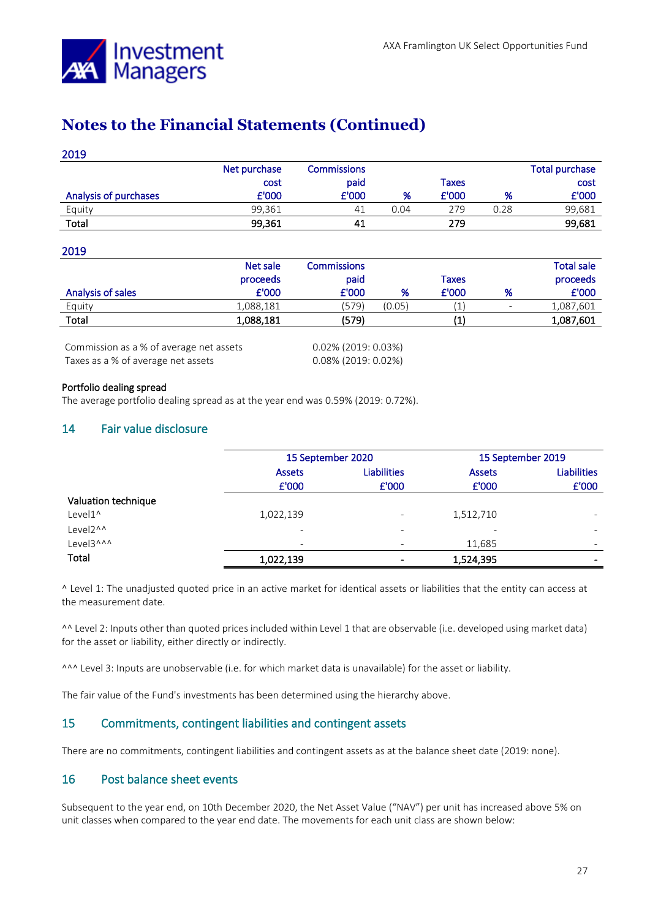# Notes to the Financial Statements (Continued)

2019

| Analysis of purchases | Net purchase cost £'000 | Commissions paid £'000 | % | Taxes £'000 | % | Total purchase cost £'000 |
|---|---|---|---|---|---|---|
| Equity | 99,361 | 41 | 0.04 | 279 | 0.28 | 99,681 |
| **Total** | **99,361** | **41** | | **279** | | **99,681** |

2019

| Analysis of sales | Net sale proceeds £'000 | Commissions paid £'000 | % | Taxes £'000 | % | Total sale proceeds £'000 |
|---|---|---|---|---|---|---|
| Equity | 1,088,181 | (579) | (0.05) | (1) | - | 1,087,601 |
| **Total** | **1,088,181** | **(579)** | | **(1)** | | **1,087,601** |

| | |
|---|---|
| Commission as a % of average net assets | 0.02% (2019: 0.03%) |
| Taxes as a % of average net assets | 0.08% (2019: 0.02%) |

**Portfolio dealing spread**

The average portfolio dealing spread as at the year end was 0.59% (2019: 0.72%).

## 14 Fair value disclosure

| | 15 September 2020 | | 15 September 2019 | |
|---|---|---|---|---|
| | Assets £'000 | Liabilities £'000 | Assets £'000 | Liabilities £'000 |
| **Valuation technique** | | | | |
| Level1^ | 1,022,139 | - | 1,512,710 | - |
| Level2^^ | - | - | - | - |
| Level3^^^ | - | - | 11,685 | - |
| **Total** | **1,022,139** | **-** | **1,524,395** | **-** |

^ Level 1: The unadjusted quoted price in an active market for identical assets or liabilities that the entity can access at the measurement date.

^^ Level 2: Inputs other than quoted prices included within Level 1 that are observable (i.e. developed using market data) for the asset or liability, either directly or indirectly.

^^^ Level 3: Inputs are unobservable (i.e. for which market data is unavailable) for the asset or liability.

The fair value of the Fund's investments has been determined using the hierarchy above.

## 15 Commitments, contingent liabilities and contingent assets

There are no commitments, contingent liabilities and contingent assets as at the balance sheet date (2019: none).

## 16 Post balance sheet events

Subsequent to the year end, on 10th December 2020, the Net Asset Value ("NAV") per unit has increased above 5% on unit classes when compared to the year end date. The movements for each unit class are shown below: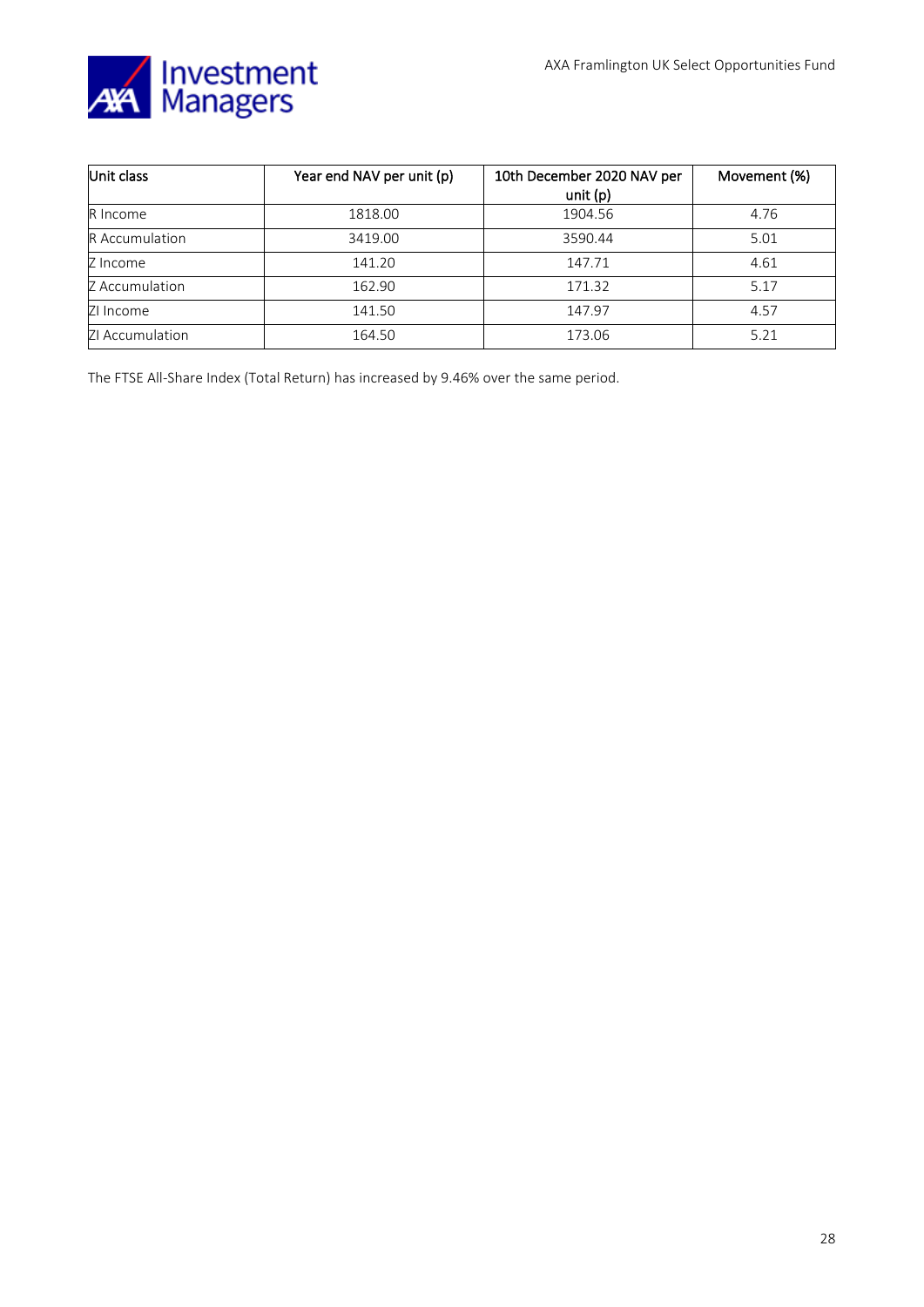| Unit class | Year end NAV per unit (p) | 10th December 2020 NAV per unit (p) | Movement (%) |
|---|---|---|---|
| R Income | 1818.00 | 1904.56 | 4.76 |
| R Accumulation | 3419.00 | 3590.44 | 5.01 |
| Z Income | 141.20 | 147.71 | 4.61 |
| Z Accumulation | 162.90 | 171.32 | 5.17 |
| ZI Income | 141.50 | 147.97 | 4.57 |
| ZI Accumulation | 164.50 | 173.06 | 5.21 |

The FTSE All-Share Index (Total Return) has increased by 9.46% over the same period.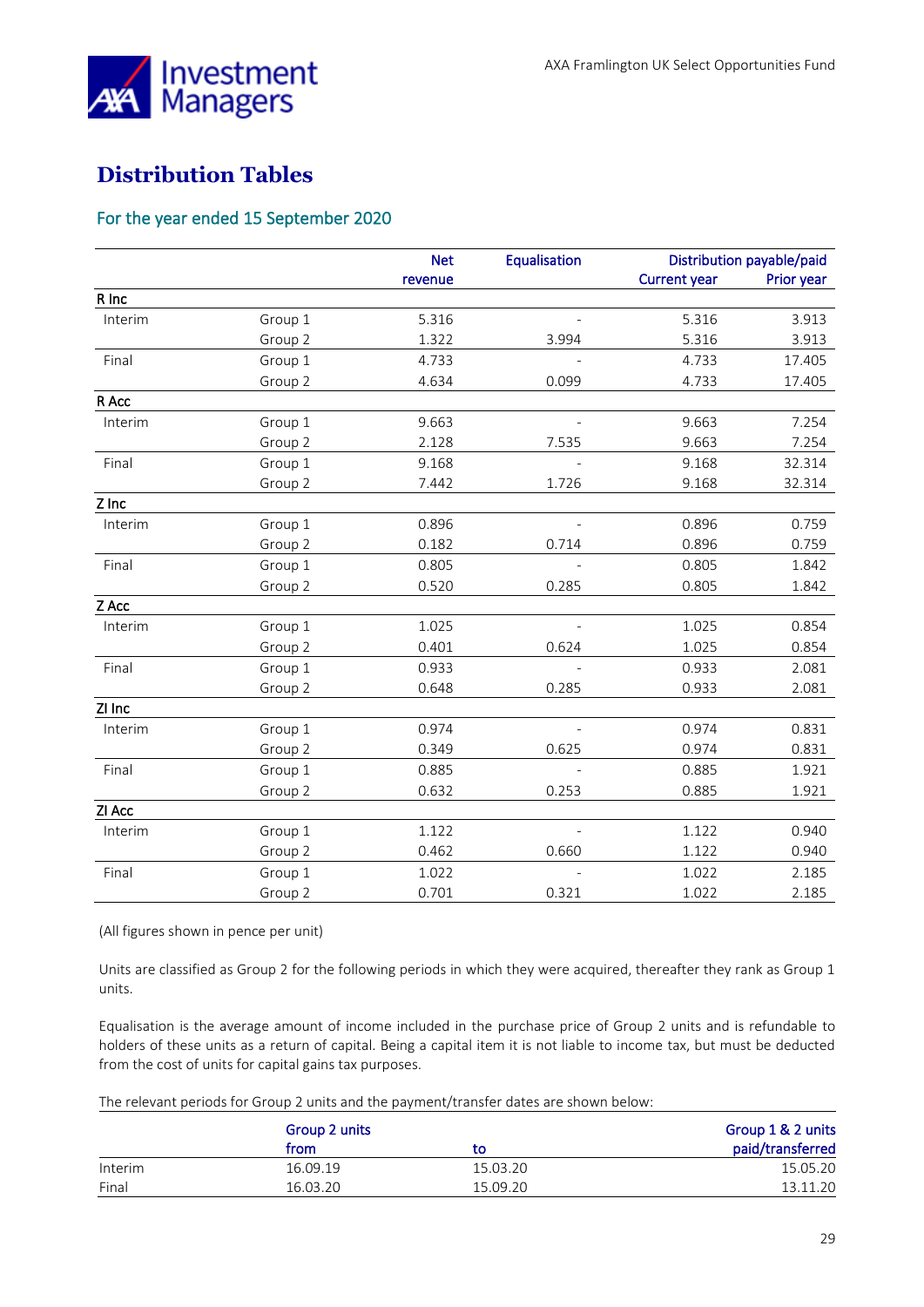# Distribution Tables

## For the year ended 15 September 2020

| | | Net revenue | Equalisation | Distribution payable/paid Current year | Prior year |
|---|---|---|---|---|---|
| **R Inc** | | | | | |
| Interim | Group 1 | 5.316 | - | 5.316 | 3.913 |
| | Group 2 | 1.322 | 3.994 | 5.316 | 3.913 |
| Final | Group 1 | 4.733 | - | 4.733 | 17.405 |
| | Group 2 | 4.634 | 0.099 | 4.733 | 17.405 |
| **R Acc** | | | | | |
| Interim | Group 1 | 9.663 | - | 9.663 | 7.254 |
| | Group 2 | 2.128 | 7.535 | 9.663 | 7.254 |
| Final | Group 1 | 9.168 | - | 9.168 | 32.314 |
| | Group 2 | 7.442 | 1.726 | 9.168 | 32.314 |
| **Z Inc** | | | | | |
| Interim | Group 1 | 0.896 | - | 0.896 | 0.759 |
| | Group 2 | 0.182 | 0.714 | 0.896 | 0.759 |
| Final | Group 1 | 0.805 | - | 0.805 | 1.842 |
| | Group 2 | 0.520 | 0.285 | 0.805 | 1.842 |
| **Z Acc** | | | | | |
| Interim | Group 1 | 1.025 | - | 1.025 | 0.854 |
| | Group 2 | 0.401 | 0.624 | 1.025 | 0.854 |
| Final | Group 1 | 0.933 | - | 0.933 | 2.081 |
| | Group 2 | 0.648 | 0.285 | 0.933 | 2.081 |
| **ZI Inc** | | | | | |
| Interim | Group 1 | 0.974 | - | 0.974 | 0.831 |
| | Group 2 | 0.349 | 0.625 | 0.974 | 0.831 |
| Final | Group 1 | 0.885 | - | 0.885 | 1.921 |
| | Group 2 | 0.632 | 0.253 | 0.885 | 1.921 |
| **ZI Acc** | | | | | |
| Interim | Group 1 | 1.122 | - | 1.122 | 0.940 |
| | Group 2 | 0.462 | 0.660 | 1.122 | 0.940 |
| Final | Group 1 | 1.022 | - | 1.022 | 2.185 |
| | Group 2 | 0.701 | 0.321 | 1.022 | 2.185 |

(All figures shown in pence per unit)

Units are classified as Group 2 for the following periods in which they were acquired, thereafter they rank as Group 1 units.

Equalisation is the average amount of income included in the purchase price of Group 2 units and is refundable to holders of these units as a return of capital. Being a capital item it is not liable to income tax, but must be deducted from the cost of units for capital gains tax purposes.

The relevant periods for Group 2 units and the payment/transfer dates are shown below:

| | Group 2 units from | to | Group 1 & 2 units paid/transferred |
|---|---|---|---|
| Interim | 16.09.19 | 15.03.20 | 15.05.20 |
| Final | 16.03.20 | 15.09.20 | 13.11.20 |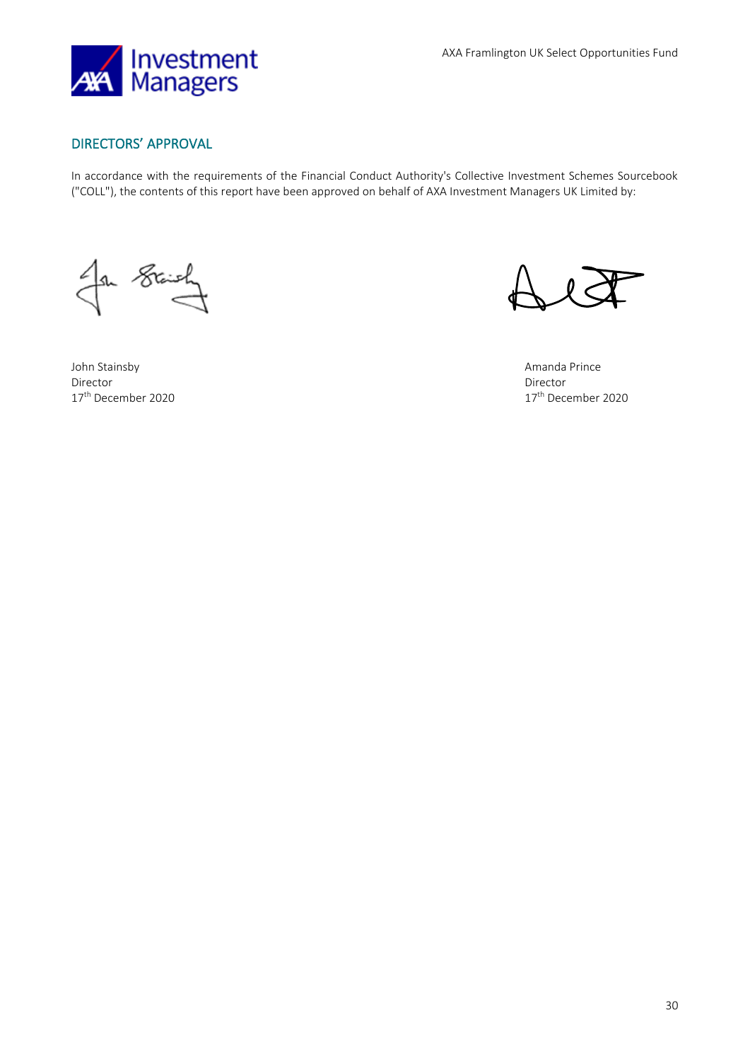## DIRECTORS' APPROVAL

In accordance with the requirements of the Financial Conduct Authority's Collective Investment Schemes Sourcebook ("COLL"), the contents of this report have been approved on behalf of AXA Investment Managers UK Limited by:

John Stainsby
Director
17th December 2020

Amanda Prince
Director
17th December 2020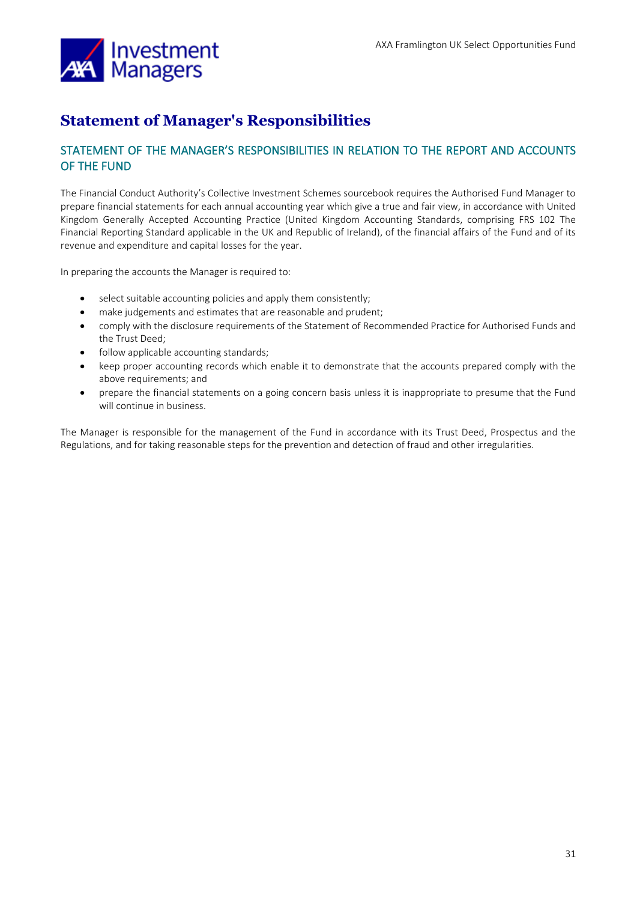# Statement of Manager's Responsibilities

## STATEMENT OF THE MANAGER'S RESPONSIBILITIES IN RELATION TO THE REPORT AND ACCOUNTS OF THE FUND

The Financial Conduct Authority's Collective Investment Schemes sourcebook requires the Authorised Fund Manager to prepare financial statements for each annual accounting year which give a true and fair view, in accordance with United Kingdom Generally Accepted Accounting Practice (United Kingdom Accounting Standards, comprising FRS 102 The Financial Reporting Standard applicable in the UK and Republic of Ireland), of the financial affairs of the Fund and of its revenue and expenditure and capital losses for the year.

In preparing the accounts the Manager is required to:

- select suitable accounting policies and apply them consistently;
- make judgements and estimates that are reasonable and prudent;
- comply with the disclosure requirements of the Statement of Recommended Practice for Authorised Funds and the Trust Deed;
- follow applicable accounting standards;
- keep proper accounting records which enable it to demonstrate that the accounts prepared comply with the above requirements; and
- prepare the financial statements on a going concern basis unless it is inappropriate to presume that the Fund will continue in business.

The Manager is responsible for the management of the Fund in accordance with its Trust Deed, Prospectus and the Regulations, and for taking reasonable steps for the prevention and detection of fraud and other irregularities.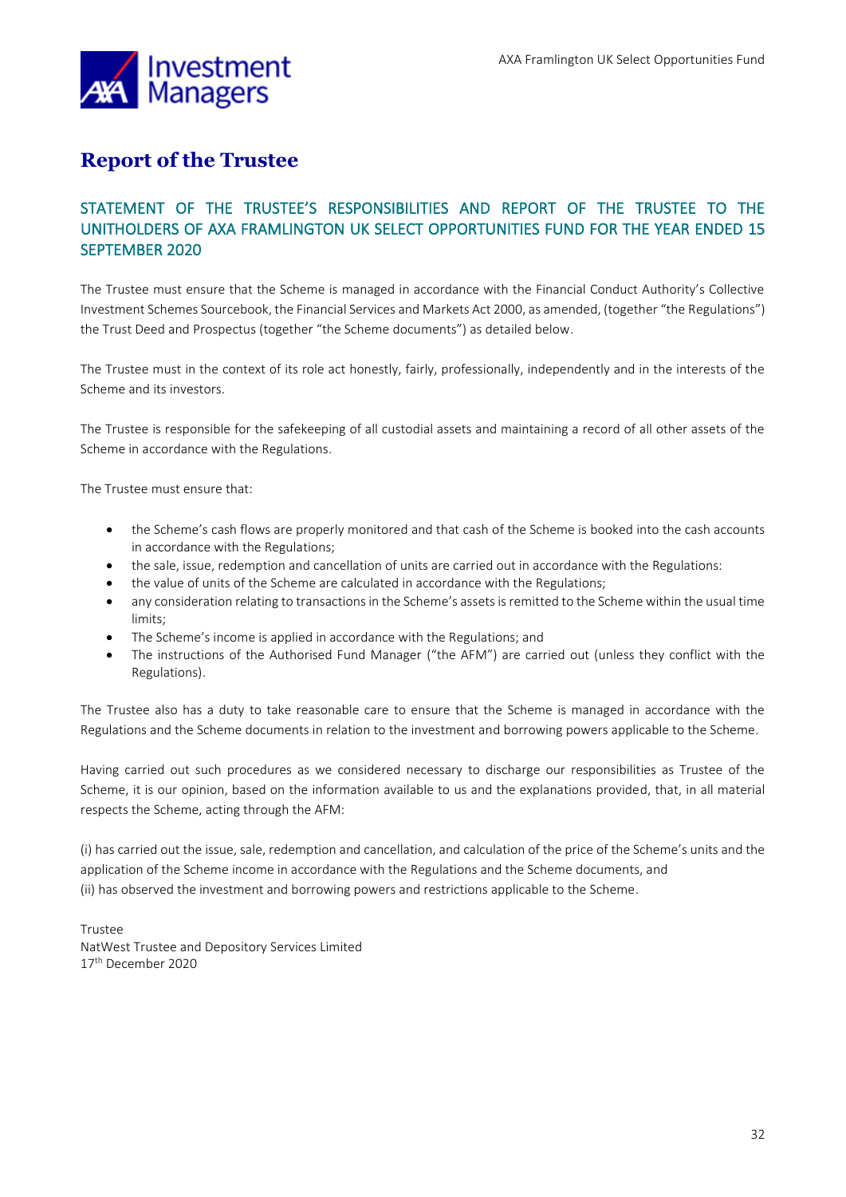# Report of the Trustee

## STATEMENT OF THE TRUSTEE'S RESPONSIBILITIES AND REPORT OF THE TRUSTEE TO THE UNITHOLDERS OF AXA FRAMLINGTON UK SELECT OPPORTUNITIES FUND FOR THE YEAR ENDED 15 SEPTEMBER 2020

The Trustee must ensure that the Scheme is managed in accordance with the Financial Conduct Authority's Collective Investment Schemes Sourcebook, the Financial Services and Markets Act 2000, as amended, (together "the Regulations") the Trust Deed and Prospectus (together "the Scheme documents") as detailed below.

The Trustee must in the context of its role act honestly, fairly, professionally, independently and in the interests of the Scheme and its investors.

The Trustee is responsible for the safekeeping of all custodial assets and maintaining a record of all other assets of the Scheme in accordance with the Regulations.

The Trustee must ensure that:

- the Scheme's cash flows are properly monitored and that cash of the Scheme is booked into the cash accounts in accordance with the Regulations;
- the sale, issue, redemption and cancellation of units are carried out in accordance with the Regulations:
- the value of units of the Scheme are calculated in accordance with the Regulations;
- any consideration relating to transactions in the Scheme's assets is remitted to the Scheme within the usual time limits;
- The Scheme's income is applied in accordance with the Regulations; and
- The instructions of the Authorised Fund Manager ("the AFM") are carried out (unless they conflict with the Regulations).

The Trustee also has a duty to take reasonable care to ensure that the Scheme is managed in accordance with the Regulations and the Scheme documents in relation to the investment and borrowing powers applicable to the Scheme.

Having carried out such procedures as we considered necessary to discharge our responsibilities as Trustee of the Scheme, it is our opinion, based on the information available to us and the explanations provided, that, in all material respects the Scheme, acting through the AFM:

(i) has carried out the issue, sale, redemption and cancellation, and calculation of the price of the Scheme's units and the application of the Scheme income in accordance with the Regulations and the Scheme documents, and
(ii) has observed the investment and borrowing powers and restrictions applicable to the Scheme.

Trustee
NatWest Trustee and Depository Services Limited
17th December 2020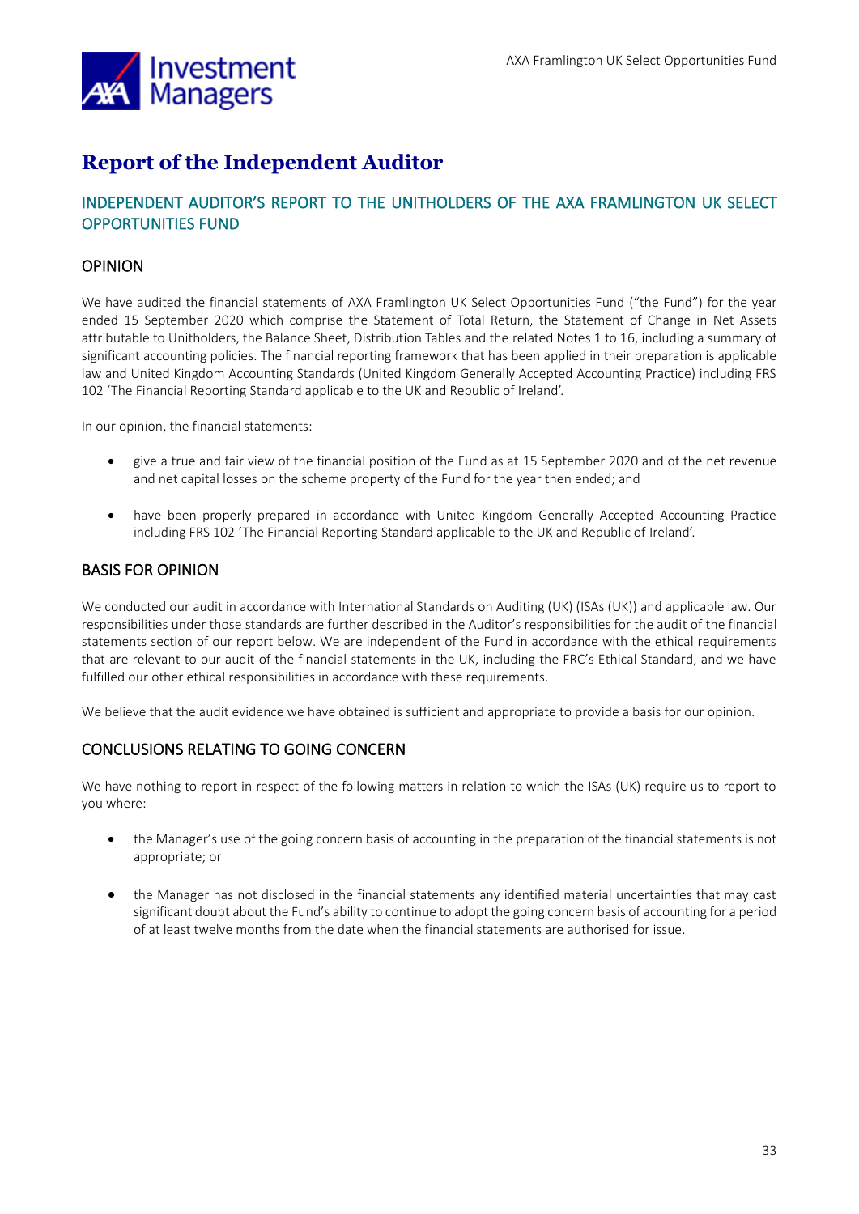# Report of the Independent Auditor

## INDEPENDENT AUDITOR'S REPORT TO THE UNITHOLDERS OF THE AXA FRAMLINGTON UK SELECT OPPORTUNITIES FUND

### OPINION

We have audited the financial statements of AXA Framlington UK Select Opportunities Fund ("the Fund") for the year ended 15 September 2020 which comprise the Statement of Total Return, the Statement of Change in Net Assets attributable to Unitholders, the Balance Sheet, Distribution Tables and the related Notes 1 to 16, including a summary of significant accounting policies. The financial reporting framework that has been applied in their preparation is applicable law and United Kingdom Accounting Standards (United Kingdom Generally Accepted Accounting Practice) including FRS 102 'The Financial Reporting Standard applicable to the UK and Republic of Ireland'.

In our opinion, the financial statements:

- give a true and fair view of the financial position of the Fund as at 15 September 2020 and of the net revenue and net capital losses on the scheme property of the Fund for the year then ended; and
- have been properly prepared in accordance with United Kingdom Generally Accepted Accounting Practice including FRS 102 'The Financial Reporting Standard applicable to the UK and Republic of Ireland'.

### BASIS FOR OPINION

We conducted our audit in accordance with International Standards on Auditing (UK) (ISAs (UK)) and applicable law. Our responsibilities under those standards are further described in the Auditor's responsibilities for the audit of the financial statements section of our report below. We are independent of the Fund in accordance with the ethical requirements that are relevant to our audit of the financial statements in the UK, including the FRC's Ethical Standard, and we have fulfilled our other ethical responsibilities in accordance with these requirements.

We believe that the audit evidence we have obtained is sufficient and appropriate to provide a basis for our opinion.

### CONCLUSIONS RELATING TO GOING CONCERN

We have nothing to report in respect of the following matters in relation to which the ISAs (UK) require us to report to you where:

- the Manager's use of the going concern basis of accounting in the preparation of the financial statements is not appropriate; or
- the Manager has not disclosed in the financial statements any identified material uncertainties that may cast significant doubt about the Fund's ability to continue to adopt the going concern basis of accounting for a period of at least twelve months from the date when the financial statements are authorised for issue.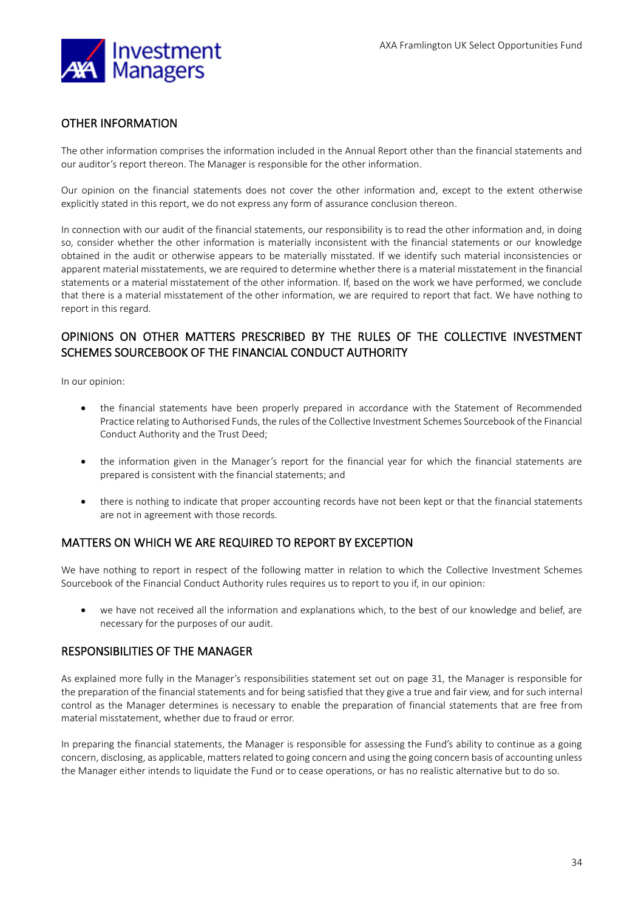## OTHER INFORMATION

The other information comprises the information included in the Annual Report other than the financial statements and our auditor's report thereon. The Manager is responsible for the other information.

Our opinion on the financial statements does not cover the other information and, except to the extent otherwise explicitly stated in this report, we do not express any form of assurance conclusion thereon.

In connection with our audit of the financial statements, our responsibility is to read the other information and, in doing so, consider whether the other information is materially inconsistent with the financial statements or our knowledge obtained in the audit or otherwise appears to be materially misstated. If we identify such material inconsistencies or apparent material misstatements, we are required to determine whether there is a material misstatement in the financial statements or a material misstatement of the other information. If, based on the work we have performed, we conclude that there is a material misstatement of the other information, we are required to report that fact. We have nothing to report in this regard.

## OPINIONS ON OTHER MATTERS PRESCRIBED BY THE RULES OF THE COLLECTIVE INVESTMENT SCHEMES SOURCEBOOK OF THE FINANCIAL CONDUCT AUTHORITY

In our opinion:

- the financial statements have been properly prepared in accordance with the Statement of Recommended Practice relating to Authorised Funds, the rules of the Collective Investment Schemes Sourcebook of the Financial Conduct Authority and the Trust Deed;
- the information given in the Manager's report for the financial year for which the financial statements are prepared is consistent with the financial statements; and
- there is nothing to indicate that proper accounting records have not been kept or that the financial statements are not in agreement with those records.

## MATTERS ON WHICH WE ARE REQUIRED TO REPORT BY EXCEPTION

We have nothing to report in respect of the following matter in relation to which the Collective Investment Schemes Sourcebook of the Financial Conduct Authority rules requires us to report to you if, in our opinion:

- we have not received all the information and explanations which, to the best of our knowledge and belief, are necessary for the purposes of our audit.

## RESPONSIBILITIES OF THE MANAGER

As explained more fully in the Manager's responsibilities statement set out on page 31, the Manager is responsible for the preparation of the financial statements and for being satisfied that they give a true and fair view, and for such internal control as the Manager determines is necessary to enable the preparation of financial statements that are free from material misstatement, whether due to fraud or error.

In preparing the financial statements, the Manager is responsible for assessing the Fund's ability to continue as a going concern, disclosing, as applicable, matters related to going concern and using the going concern basis of accounting unless the Manager either intends to liquidate the Fund or to cease operations, or has no realistic alternative but to do so.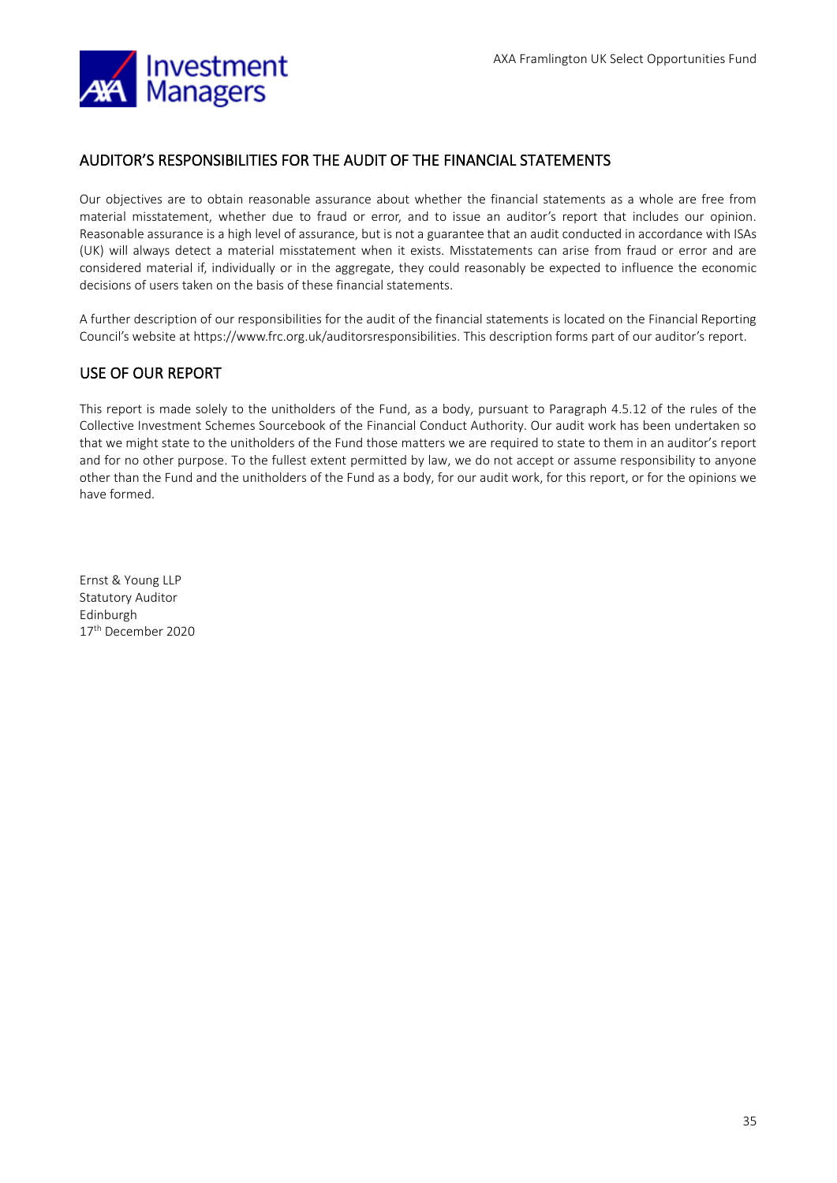## AUDITOR'S RESPONSIBILITIES FOR THE AUDIT OF THE FINANCIAL STATEMENTS

Our objectives are to obtain reasonable assurance about whether the financial statements as a whole are free from material misstatement, whether due to fraud or error, and to issue an auditor's report that includes our opinion. Reasonable assurance is a high level of assurance, but is not a guarantee that an audit conducted in accordance with ISAs (UK) will always detect a material misstatement when it exists. Misstatements can arise from fraud or error and are considered material if, individually or in the aggregate, they could reasonably be expected to influence the economic decisions of users taken on the basis of these financial statements.

A further description of our responsibilities for the audit of the financial statements is located on the Financial Reporting Council's website at https://www.frc.org.uk/auditorsresponsibilities. This description forms part of our auditor's report.

## USE OF OUR REPORT

This report is made solely to the unitholders of the Fund, as a body, pursuant to Paragraph 4.5.12 of the rules of the Collective Investment Schemes Sourcebook of the Financial Conduct Authority. Our audit work has been undertaken so that we might state to the unitholders of the Fund those matters we are required to state to them in an auditor's report and for no other purpose. To the fullest extent permitted by law, we do not accept or assume responsibility to anyone other than the Fund and the unitholders of the Fund as a body, for our audit work, for this report, or for the opinions we have formed.

Ernst & Young LLP
Statutory Auditor
Edinburgh
17th December 2020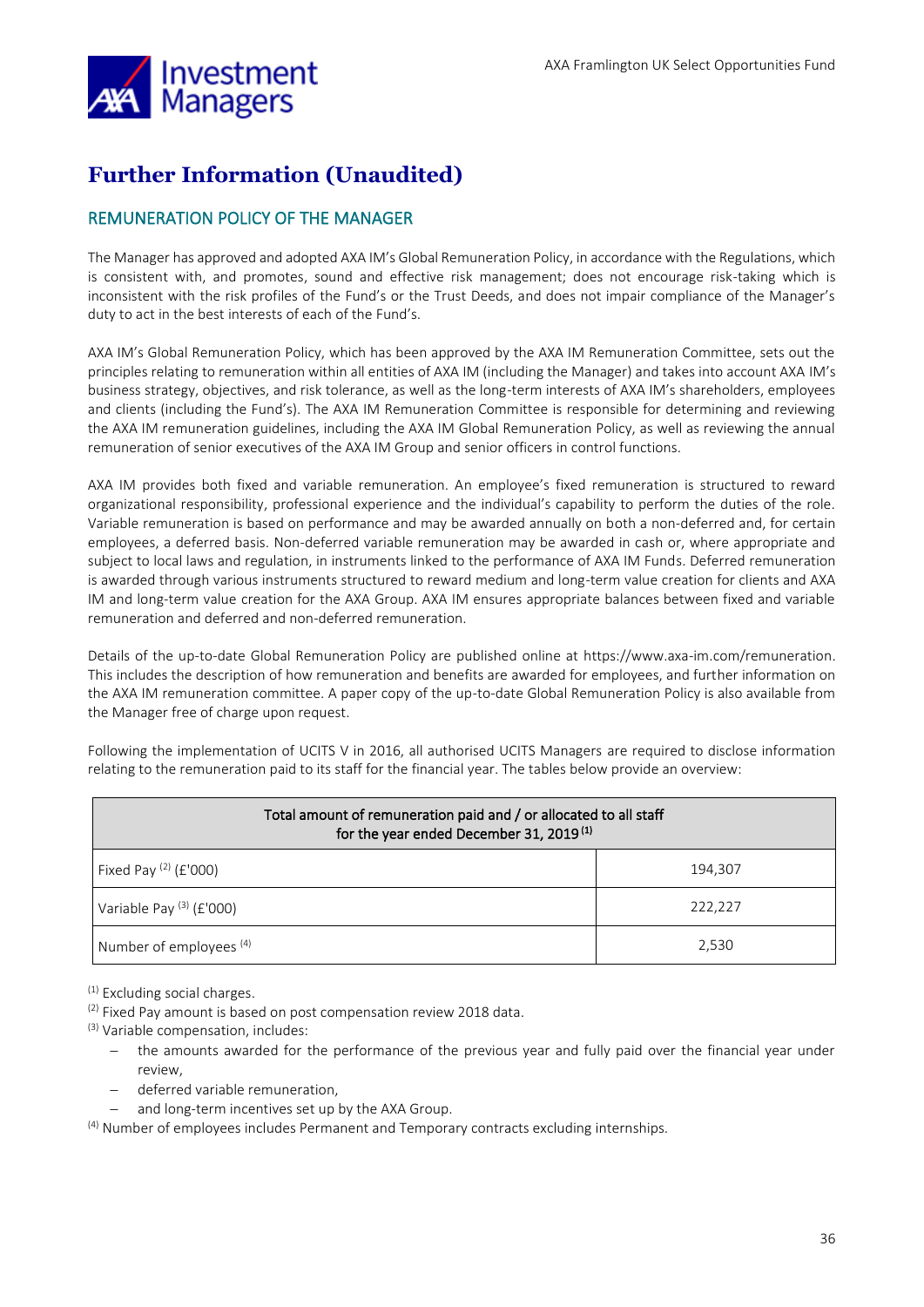# Further Information (Unaudited)

## REMUNERATION POLICY OF THE MANAGER

The Manager has approved and adopted AXA IM's Global Remuneration Policy, in accordance with the Regulations, which is consistent with, and promotes, sound and effective risk management; does not encourage risk-taking which is inconsistent with the risk profiles of the Fund's or the Trust Deeds, and does not impair compliance of the Manager's duty to act in the best interests of each of the Fund's.

AXA IM's Global Remuneration Policy, which has been approved by the AXA IM Remuneration Committee, sets out the principles relating to remuneration within all entities of AXA IM (including the Manager) and takes into account AXA IM's business strategy, objectives, and risk tolerance, as well as the long-term interests of AXA IM's shareholders, employees and clients (including the Fund's). The AXA IM Remuneration Committee is responsible for determining and reviewing the AXA IM remuneration guidelines, including the AXA IM Global Remuneration Policy, as well as reviewing the annual remuneration of senior executives of the AXA IM Group and senior officers in control functions.

AXA IM provides both fixed and variable remuneration. An employee's fixed remuneration is structured to reward organizational responsibility, professional experience and the individual's capability to perform the duties of the role. Variable remuneration is based on performance and may be awarded annually on both a non-deferred and, for certain employees, a deferred basis. Non-deferred variable remuneration may be awarded in cash or, where appropriate and subject to local laws and regulation, in instruments linked to the performance of AXA IM Funds. Deferred remuneration is awarded through various instruments structured to reward medium and long-term value creation for clients and AXA IM and long-term value creation for the AXA Group. AXA IM ensures appropriate balances between fixed and variable remuneration and deferred and non-deferred remuneration.

Details of the up-to-date Global Remuneration Policy are published online at https://www.axa-im.com/remuneration. This includes the description of how remuneration and benefits are awarded for employees, and further information on the AXA IM remuneration committee. A paper copy of the up-to-date Global Remuneration Policy is also available from the Manager free of charge upon request.

Following the implementation of UCITS V in 2016, all authorised UCITS Managers are required to disclose information relating to the remuneration paid to its staff for the financial year. The tables below provide an overview:

| Total amount of remuneration paid and / or allocated to all staff for the year ended December 31, 2019 [1] | |
|---|---|
| Fixed Pay [2] (£'000) | 194,307 |
| Variable Pay [3] (£'000) | 222,227 |
| Number of employees [4] | 2,530 |

[1] Excluding social charges.

[2] Fixed Pay amount is based on post compensation review 2018 data.

[3] Variable compensation, includes:

- the amounts awarded for the performance of the previous year and fully paid over the financial year under review,
- deferred variable remuneration,
- and long-term incentives set up by the AXA Group.

[4] Number of employees includes Permanent and Temporary contracts excluding internships.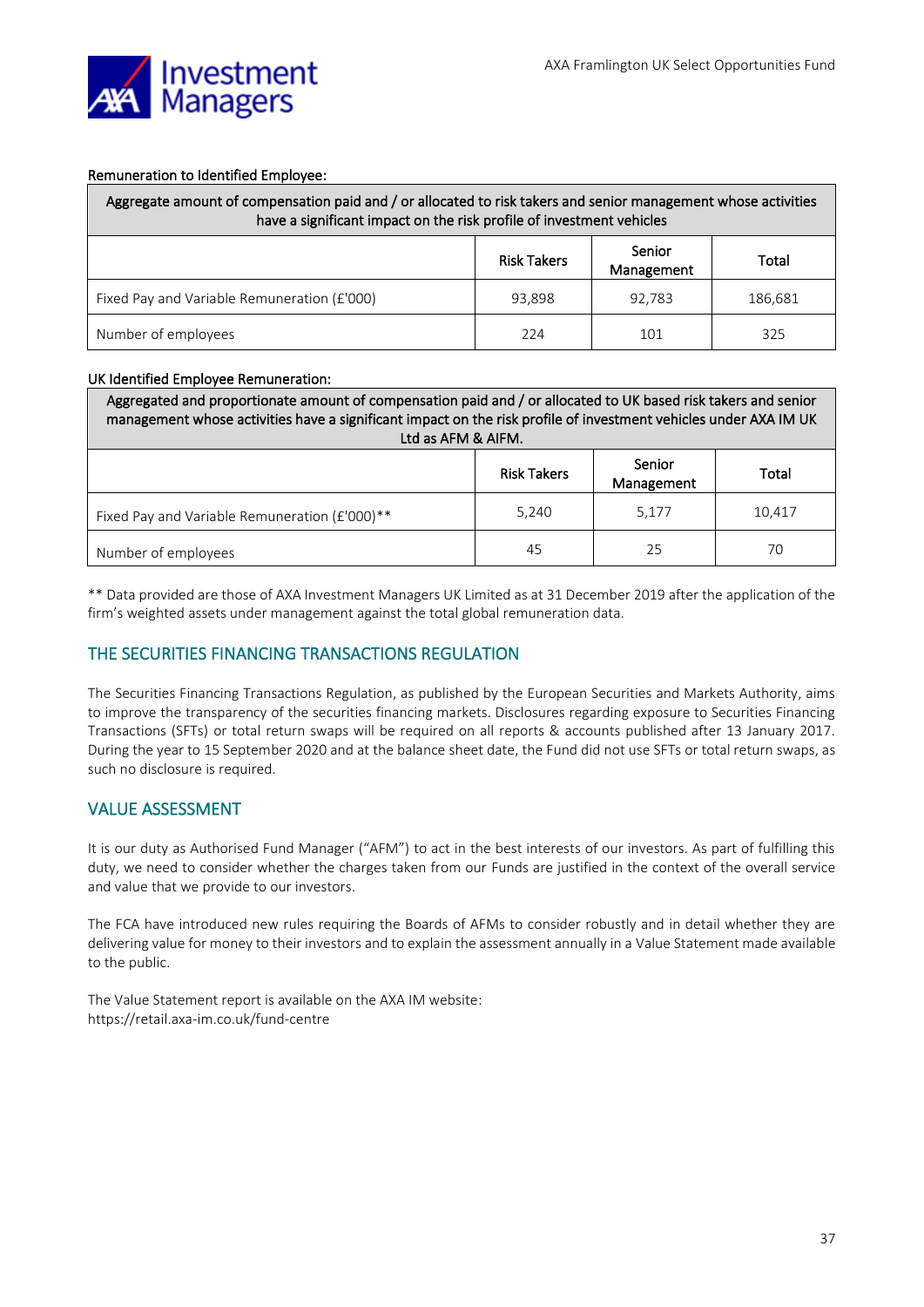Remuneration to Identified Employee:

| Aggregate amount of compensation paid and / or allocated to risk takers and senior management whose activities have a significant impact on the risk profile of investment vehicles | | | |
|---|---|---|---|
| | Risk Takers | Senior Management | Total |
| Fixed Pay and Variable Remuneration (£'000) | 93,898 | 92,783 | 186,681 |
| Number of employees | 224 | 101 | 325 |

UK Identified Employee Remuneration:

| Aggregated and proportionate amount of compensation paid and / or allocated to UK based risk takers and senior management whose activities have a significant impact on the risk profile of investment vehicles under AXA IM UK Ltd as AFM & AIFM. | | | |
|---|---|---|---|
| | Risk Takers | Senior Management | Total |
| Fixed Pay and Variable Remuneration (£'000)** | 5,240 | 5,177 | 10,417 |
| Number of employees | 45 | 25 | 70 |

** Data provided are those of AXA Investment Managers UK Limited as at 31 December 2019 after the application of the firm's weighted assets under management against the total global remuneration data.

## THE SECURITIES FINANCING TRANSACTIONS REGULATION

The Securities Financing Transactions Regulation, as published by the European Securities and Markets Authority, aims to improve the transparency of the securities financing markets. Disclosures regarding exposure to Securities Financing Transactions (SFTs) or total return swaps will be required on all reports & accounts published after 13 January 2017. During the year to 15 September 2020 and at the balance sheet date, the Fund did not use SFTs or total return swaps, as such no disclosure is required.

## VALUE ASSESSMENT

It is our duty as Authorised Fund Manager ("AFM") to act in the best interests of our investors. As part of fulfilling this duty, we need to consider whether the charges taken from our Funds are justified in the context of the overall service and value that we provide to our investors.

The FCA have introduced new rules requiring the Boards of AFMs to consider robustly and in detail whether they are delivering value for money to their investors and to explain the assessment annually in a Value Statement made available to the public.

The Value Statement report is available on the AXA IM website:
https://retail.axa-im.co.uk/fund-centre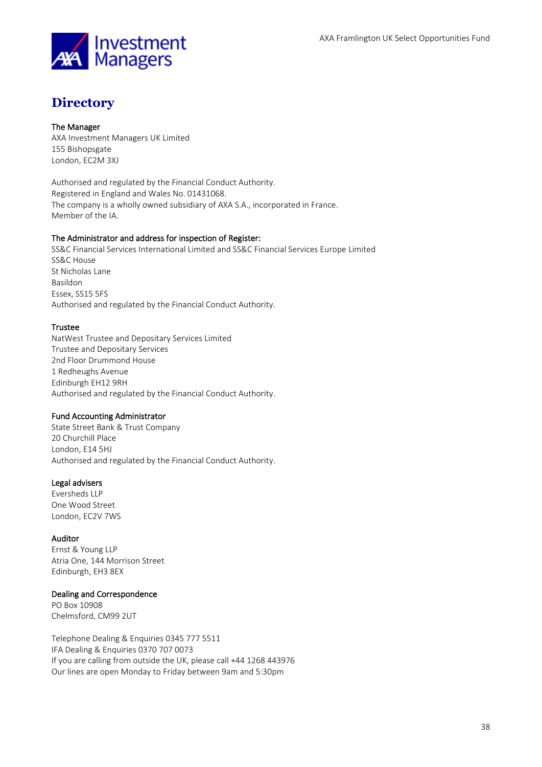# Directory

### The Manager

AXA Investment Managers UK Limited
155 Bishopsgate
London, EC2M 3XJ

Authorised and regulated by the Financial Conduct Authority.
Registered in England and Wales No. 01431068.
The company is a wholly owned subsidiary of AXA S.A., incorporated in France.
Member of the IA.

### The Administrator and address for inspection of Register:

SS&C Financial Services International Limited and SS&C Financial Services Europe Limited
SS&C House
St Nicholas Lane
Basildon
Essex, SS15 5FS
Authorised and regulated by the Financial Conduct Authority.

### Trustee

NatWest Trustee and Depositary Services Limited
Trustee and Depositary Services
2nd Floor Drummond House
1 Redheughs Avenue
Edinburgh EH12 9RH
Authorised and regulated by the Financial Conduct Authority.

### Fund Accounting Administrator

State Street Bank & Trust Company
20 Churchill Place
London, E14 5HJ
Authorised and regulated by the Financial Conduct Authority.

### Legal advisers

Eversheds LLP
One Wood Street
London, EC2V 7WS

### Auditor

Ernst & Young LLP
Atria One, 144 Morrison Street
Edinburgh, EH3 8EX

### Dealing and Correspondence

PO Box 10908
Chelmsford, CM99 2UT

Telephone Dealing & Enquiries 0345 777 5511
IFA Dealing & Enquiries 0370 707 0073
If you are calling from outside the UK, please call +44 1268 443976
Our lines are open Monday to Friday between 9am and 5:30pm